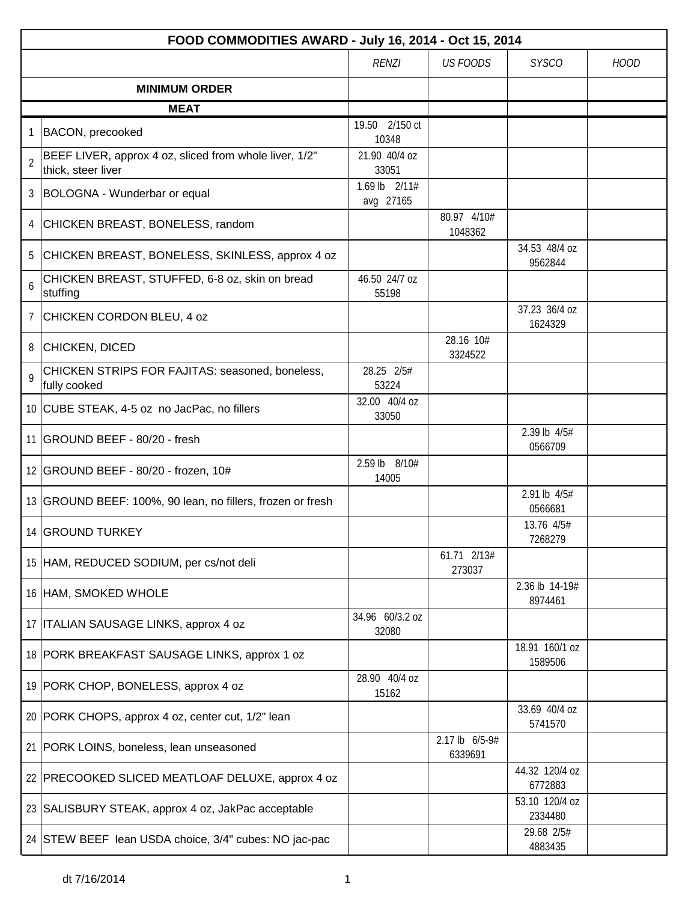| FOOD COMMODITIES AWARD - July 16, 2014 - Oct 15, 2014 | | | | | |
|---|---|---|---|---|---|
| | | *RENZI* | *US FOODS* | *SYSCO* | *HOOD* |
| | **MINIMUM ORDER** | | | | |
| | **MEAT** | | | | |
| 1 | BACON, precooked | 19.50 2/150 ct 10348 | | | |
| 2 | BEEF LIVER, approx 4 oz, sliced from whole liver, 1/2" thick, steer liver | 21.90 40/4 oz 33051 | | | |
| 3 | BOLOGNA - Wunderbar or equal | 1.69 lb 2/11# avg 27165 | | | |
| 4 | CHICKEN BREAST, BONELESS, random | | 80.97 4/10# 1048362 | | |
| 5 | CHICKEN BREAST, BONELESS, SKINLESS, approx 4 oz | | | 34.53 48/4 oz 9562844 | |
| 6 | CHICKEN BREAST, STUFFED, 6-8 oz, skin on bread stuffing | 46.50 24/7 oz 55198 | | | |
| 7 | CHICKEN CORDON BLEU, 4 oz | | | 37.23 36/4 oz 1624329 | |
| 8 | CHICKEN, DICED | | 28.16 10# 3324522 | | |
| 9 | CHICKEN STRIPS FOR FAJITAS: seasoned, boneless, fully cooked | 28.25 2/5# 53224 | | | |
| 10 | CUBE STEAK, 4-5 oz no JacPac, no fillers | 32.00 40/4 oz 33050 | | | |
| 11 | GROUND BEEF - 80/20 - fresh | | | 2.39 lb 4/5# 0566709 | |
| 12 | GROUND BEEF - 80/20 - frozen, 10# | 2.59 lb 8/10# 14005 | | | |
| 13 | GROUND BEEF: 100%, 90 lean, no fillers, frozen or fresh | | | 2.91 lb 4/5# 0566681 | |
| 14 | GROUND TURKEY | | | 13.76 4/5# 7268279 | |
| 15 | HAM, REDUCED SODIUM, per cs/not deli | | 61.71 2/13# 273037 | | |
| 16 | HAM, SMOKED WHOLE | | | 2.36 lb 14-19# 8974461 | |
| 17 | ITALIAN SAUSAGE LINKS, approx 4 oz | 34.96 60/3.2 oz 32080 | | | |
| 18 | PORK BREAKFAST SAUSAGE LINKS, approx 1 oz | | | 18.91 160/1 oz 1589506 | |
| 19 | PORK CHOP, BONELESS, approx 4 oz | 28.90 40/4 oz 15162 | | | |
| 20 | PORK CHOPS, approx 4 oz, center cut, 1/2" lean | | | 33.69 40/4 oz 5741570 | |
| 21 | PORK LOINS, boneless, lean unseasoned | | 2.17 lb 6/5-9# 6339691 | | |
| 22 | PRECOOKED SLICED MEATLOAF DELUXE, approx 4 oz | | | 44.32 120/4 oz 6772883 | |
| 23 | SALISBURY STEAK, approx 4 oz, JakPac acceptable | | | 53.10 120/4 oz 2334480 | |
| 24 | STEW BEEF lean USDA choice, 3/4" cubes: NO jac-pac | | | 29.68 2/5# 4883435 | |

dt 7/16/2014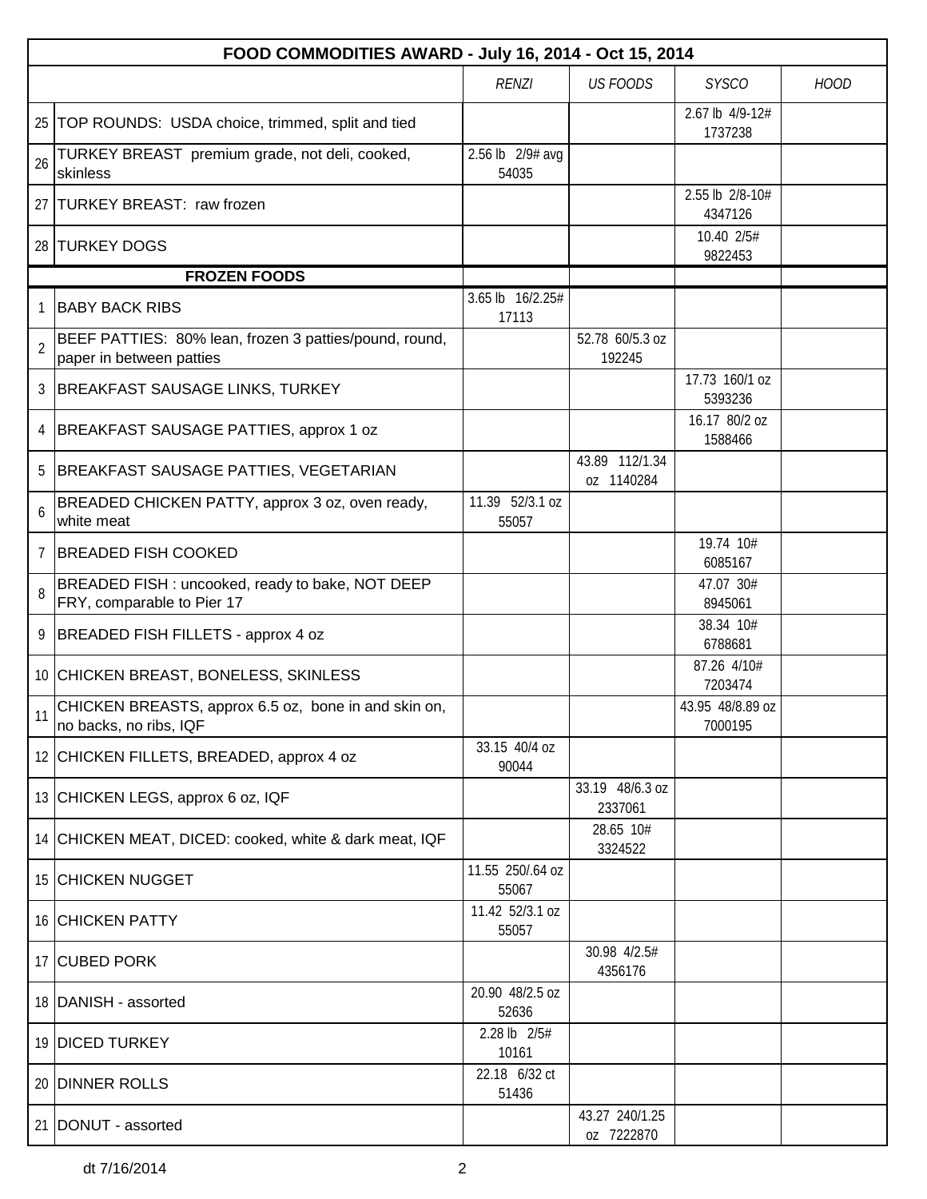| FOOD COMMODITIES AWARD - July 16, 2014 - Oct 15, 2014 | | | | | |
|---|---|---|---|---|---|
| | | *RENZI* | *US FOODS* | *SYSCO* | *HOOD* |
| 25 | TOP ROUNDS: USDA choice, trimmed, split and tied | | | 2.67 lb 4/9-12# 1737238 | |
| 26 | TURKEY BREAST premium grade, not deli, cooked, skinless | 2.56 lb 2/9# avg 54035 | | | |
| 27 | TURKEY BREAST: raw frozen | | | 2.55 lb 2/8-10# 4347126 | |
| 28 | TURKEY DOGS | | | 10.40 2/5# 9822453 | |
| | **FROZEN FOODS** | | | | |
| 1 | BABY BACK RIBS | 3.65 lb 16/2.25# 17113 | | | |
| 2 | BEEF PATTIES: 80% lean, frozen 3 patties/pound, round, paper in between patties | | 52.78 60/5.3 oz 192245 | | |
| 3 | BREAKFAST SAUSAGE LINKS, TURKEY | | | 17.73 160/1 oz 5393236 | |
| 4 | BREAKFAST SAUSAGE PATTIES, approx 1 oz | | | 16.17 80/2 oz 1588466 | |
| 5 | BREAKFAST SAUSAGE PATTIES, VEGETARIAN | | 43.89 112/1.34 oz 1140284 | | |
| 6 | BREADED CHICKEN PATTY, approx 3 oz, oven ready, white meat | 11.39 52/3.1 oz 55057 | | | |
| 7 | BREADED FISH COOKED | | | 19.74 10# 6085167 | |
| 8 | BREADED FISH : uncooked, ready to bake, NOT DEEP FRY, comparable to Pier 17 | | | 47.07 30# 8945061 | |
| 9 | BREADED FISH FILLETS - approx 4 oz | | | 38.34 10# 6788681 | |
| 10 | CHICKEN BREAST, BONELESS, SKINLESS | | | 87.26 4/10# 7203474 | |
| 11 | CHICKEN BREASTS, approx 6.5 oz, bone in and skin on, no backs, no ribs, IQF | | | 43.95 48/8.89 oz 7000195 | |
| 12 | CHICKEN FILLETS, BREADED, approx 4 oz | 33.15 40/4 oz 90044 | | | |
| 13 | CHICKEN LEGS, approx 6 oz, IQF | | 33.19 48/6.3 oz 2337061 | | |
| 14 | CHICKEN MEAT, DICED: cooked, white & dark meat, IQF | | 28.65 10# 3324522 | | |
| 15 | CHICKEN NUGGET | 11.55 250/.64 oz 55067 | | | |
| 16 | CHICKEN PATTY | 11.42 52/3.1 oz 55057 | | | |
| 17 | CUBED PORK | | 30.98 4/2.5# 4356176 | | |
| 18 | DANISH - assorted | 20.90 48/2.5 oz 52636 | | | |
| 19 | DICED TURKEY | 2.28 lb 2/5# 10161 | | | |
| 20 | DINNER ROLLS | 22.18 6/32 ct 51436 | | | |
| 21 | DONUT - assorted | | 43.27 240/1.25 oz 7222870 | | |

dt 7/16/2014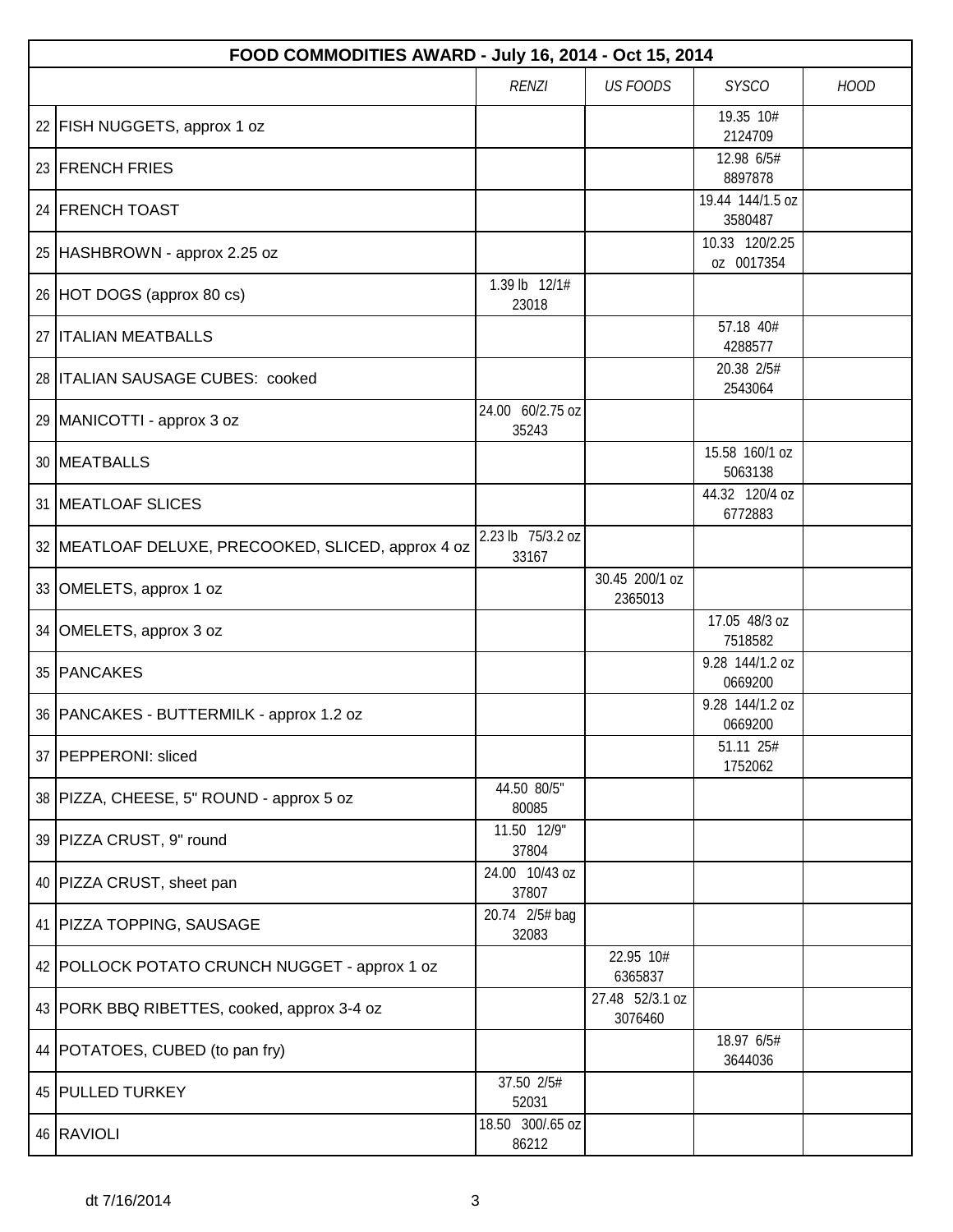| FOOD COMMODITIES AWARD - July 16, 2014 - Oct 15, 2014 | | | | | |
|---|---|---|---|---|---|
| | | *RENZI* | *US FOODS* | *SYSCO* | *HOOD* |
| 22 | FISH NUGGETS, approx 1 oz | | | 19.35 10# 2124709 | |
| 23 | FRENCH FRIES | | | 12.98 6/5# 8897878 | |
| 24 | FRENCH TOAST | | | 19.44 144/1.5 oz 3580487 | |
| 25 | HASHBROWN - approx 2.25 oz | | | 10.33 120/2.25 oz 0017354 | |
| 26 | HOT DOGS (approx 80 cs) | 1.39 lb 12/1# 23018 | | | |
| 27 | ITALIAN MEATBALLS | | | 57.18 40# 4288577 | |
| 28 | ITALIAN SAUSAGE CUBES: cooked | | | 20.38 2/5# 2543064 | |
| 29 | MANICOTTI - approx 3 oz | 24.00 60/2.75 oz 35243 | | | |
| 30 | MEATBALLS | | | 15.58 160/1 oz 5063138 | |
| 31 | MEATLOAF SLICES | | | 44.32 120/4 oz 6772883 | |
| 32 | MEATLOAF DELUXE, PRECOOKED, SLICED, approx 4 oz | 2.23 lb 75/3.2 oz 33167 | | | |
| 33 | OMELETS, approx 1 oz | | 30.45 200/1 oz 2365013 | | |
| 34 | OMELETS, approx 3 oz | | | 17.05 48/3 oz 7518582 | |
| 35 | PANCAKES | | | 9.28 144/1.2 oz 0669200 | |
| 36 | PANCAKES - BUTTERMILK - approx 1.2 oz | | | 9.28 144/1.2 oz 0669200 | |
| 37 | PEPPERONI: sliced | | | 51.11 25# 1752062 | |
| 38 | PIZZA, CHEESE, 5" ROUND - approx 5 oz | 44.50 80/5" 80085 | | | |
| 39 | PIZZA CRUST, 9" round | 11.50 12/9" 37804 | | | |
| 40 | PIZZA CRUST, sheet pan | 24.00 10/43 oz 37807 | | | |
| 41 | PIZZA TOPPING, SAUSAGE | 20.74 2/5# bag 32083 | | | |
| 42 | POLLOCK POTATO CRUNCH NUGGET - approx 1 oz | | 22.95 10# 6365837 | | |
| 43 | PORK BBQ RIBETTES, cooked, approx 3-4 oz | | 27.48 52/3.1 oz 3076460 | | |
| 44 | POTATOES, CUBED (to pan fry) | | | 18.97 6/5# 3644036 | |
| 45 | PULLED TURKEY | 37.50 2/5# 52031 | | | |
| 46 | RAVIOLI | 18.50 300/.65 oz 86212 | | | |

dt 7/16/2014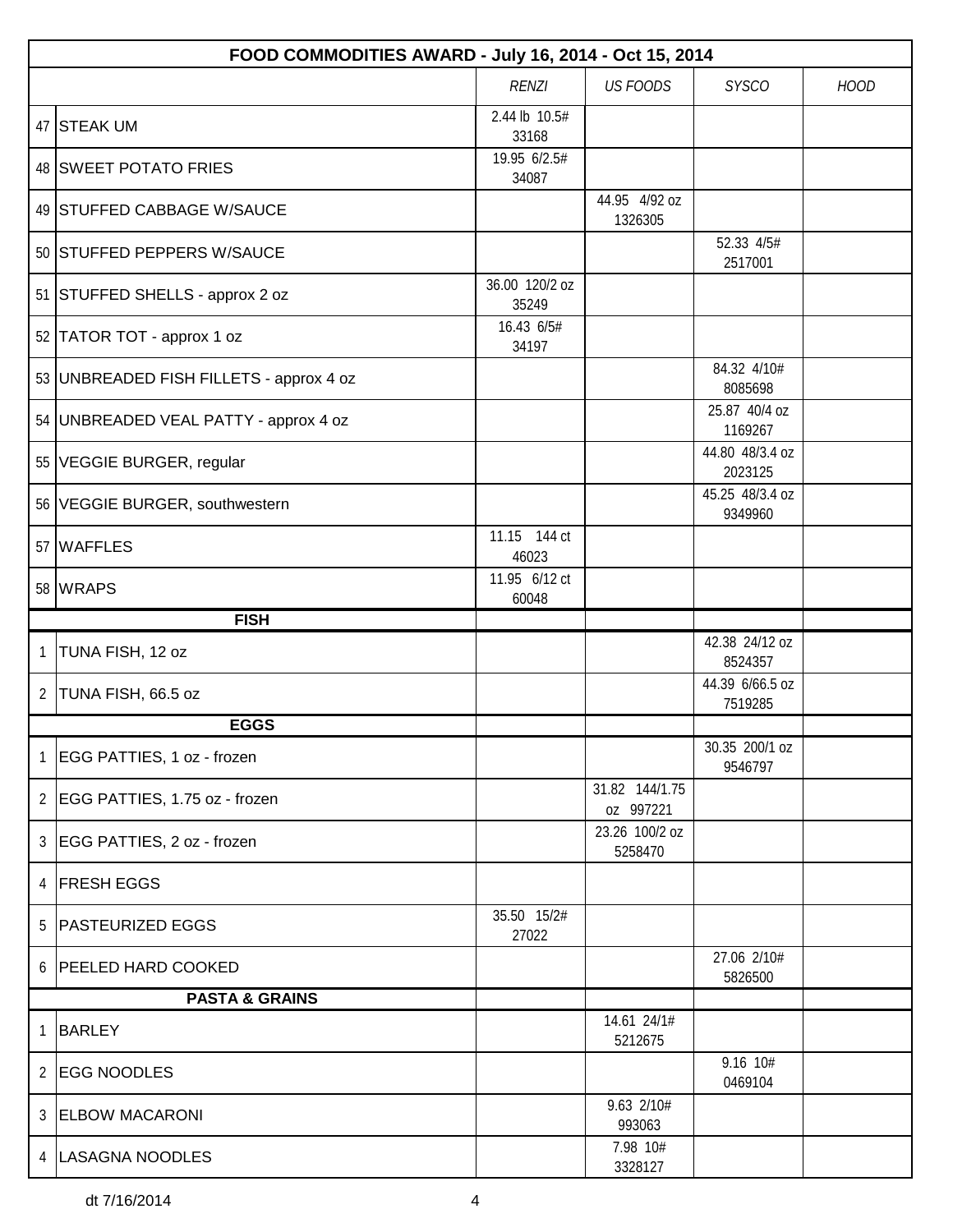| FOOD COMMODITIES AWARD - July 16, 2014 - Oct 15, 2014 | | | | | |
|---|---|---|---|---|---|
| | | *RENZI* | *US FOODS* | *SYSCO* | *HOOD* |
| 47 | STEAK UM | 2.44 lb 10.5# 33168 | | | |
| 48 | SWEET POTATO FRIES | 19.95 6/2.5# 34087 | | | |
| 49 | STUFFED CABBAGE W/SAUCE | | 44.95 4/92 oz 1326305 | | |
| 50 | STUFFED PEPPERS W/SAUCE | | | 52.33 4/5# 2517001 | |
| 51 | STUFFED SHELLS - approx 2 oz | 36.00 120/2 oz 35249 | | | |
| 52 | TATOR TOT - approx 1 oz | 16.43 6/5# 34197 | | | |
| 53 | UNBREADED FISH FILLETS - approx 4 oz | | | 84.32 4/10# 8085698 | |
| 54 | UNBREADED VEAL PATTY - approx 4 oz | | | 25.87 40/4 oz 1169267 | |
| 55 | VEGGIE BURGER, regular | | | 44.80 48/3.4 oz 2023125 | |
| 56 | VEGGIE BURGER, southwestern | | | 45.25 48/3.4 oz 9349960 | |
| 57 | WAFFLES | 11.15 144 ct 46023 | | | |
| 58 | WRAPS | 11.95 6/12 ct 60048 | | | |
| | **FISH** | | | | |
| 1 | TUNA FISH, 12 oz | | | 42.38 24/12 oz 8524357 | |
| 2 | TUNA FISH, 66.5 oz | | | 44.39 6/66.5 oz 7519285 | |
| | **EGGS** | | | | |
| 1 | EGG PATTIES, 1 oz - frozen | | | 30.35 200/1 oz 9546797 | |
| 2 | EGG PATTIES, 1.75 oz - frozen | | 31.82 144/1.75 oz 997221 | | |
| 3 | EGG PATTIES, 2 oz - frozen | | 23.26 100/2 oz 5258470 | | |
| 4 | FRESH EGGS | | | | |
| 5 | PASTEURIZED EGGS | 35.50 15/2# 27022 | | | |
| 6 | PEELED HARD COOKED | | | 27.06 2/10# 5826500 | |
| | **PASTA & GRAINS** | | | | |
| 1 | BARLEY | | 14.61 24/1# 5212675 | | |
| 2 | EGG NOODLES | | | 9.16 10# 0469104 | |
| 3 | ELBOW MACARONI | | 9.63 2/10# 993063 | | |
| 4 | LASAGNA NOODLES | | 7.98 10# 3328127 | | |

dt 7/16/2014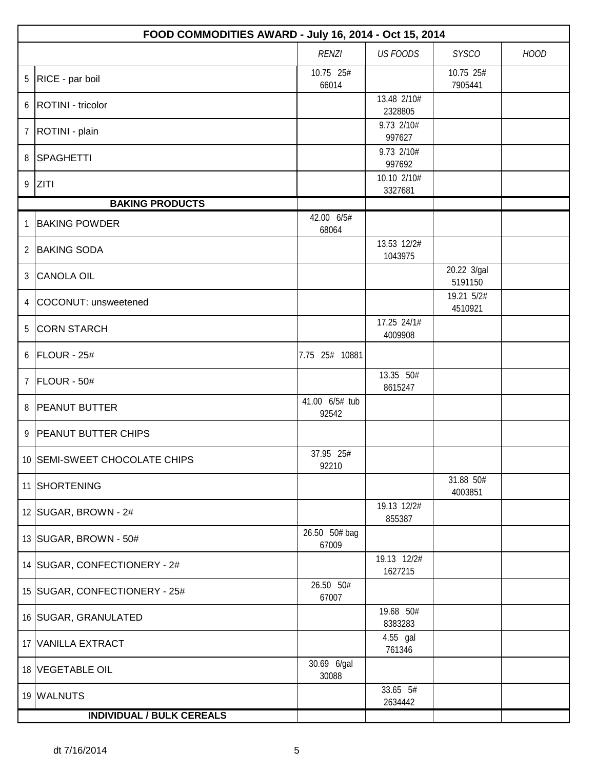| | FOOD COMMODITIES AWARD - July 16, 2014 - Oct 15, 2014 | | | | |
|---|---|---|---|---|---|
| | | *RENZI* | *US FOODS* | *SYSCO* | *HOOD* |
| 5 | RICE - par boil | 10.75 25# 66014 | | 10.75 25# 7905441 | |
| 6 | ROTINI - tricolor | | 13.48 2/10# 2328805 | | |
| 7 | ROTINI - plain | | 9.73 2/10# 997627 | | |
| 8 | SPAGHETTI | | 9.73 2/10# 997692 | | |
| 9 | ZITI | | 10.10 2/10# 3327681 | | |
| | **BAKING PRODUCTS** | | | | |
| 1 | BAKING POWDER | 42.00 6/5# 68064 | | | |
| 2 | BAKING SODA | | 13.53 12/2# 1043975 | | |
| 3 | CANOLA OIL | | | 20.22 3/gal 5191150 | |
| 4 | COCONUT: unsweetened | | | 19.21 5/2# 4510921 | |
| 5 | CORN STARCH | | 17.25 24/1# 4009908 | | |
| 6 | FLOUR - 25# | 7.75 25# 10881 | | | |
| 7 | FLOUR - 50# | | 13.35 50# 8615247 | | |
| 8 | PEANUT BUTTER | 41.00 6/5# tub 92542 | | | |
| 9 | PEANUT BUTTER CHIPS | | | | |
| 10 | SEMI-SWEET CHOCOLATE CHIPS | 37.95 25# 92210 | | | |
| 11 | SHORTENING | | | 31.88 50# 4003851 | |
| 12 | SUGAR, BROWN - 2# | | 19.13 12/2# 855387 | | |
| 13 | SUGAR, BROWN - 50# | 26.50 50# bag 67009 | | | |
| 14 | SUGAR, CONFECTIONERY - 2# | | 19.13 12/2# 1627215 | | |
| 15 | SUGAR, CONFECTIONERY - 25# | 26.50 50# 67007 | | | |
| 16 | SUGAR, GRANULATED | | 19.68 50# 8383283 | | |
| 17 | VANILLA EXTRACT | | 4.55 gal 761346 | | |
| 18 | VEGETABLE OIL | 30.69 6/gal 30088 | | | |
| 19 | WALNUTS | | 33.65 5# 2634442 | | |
| | **INDIVIDUAL / BULK CEREALS** | | | | |

dt 7/16/2014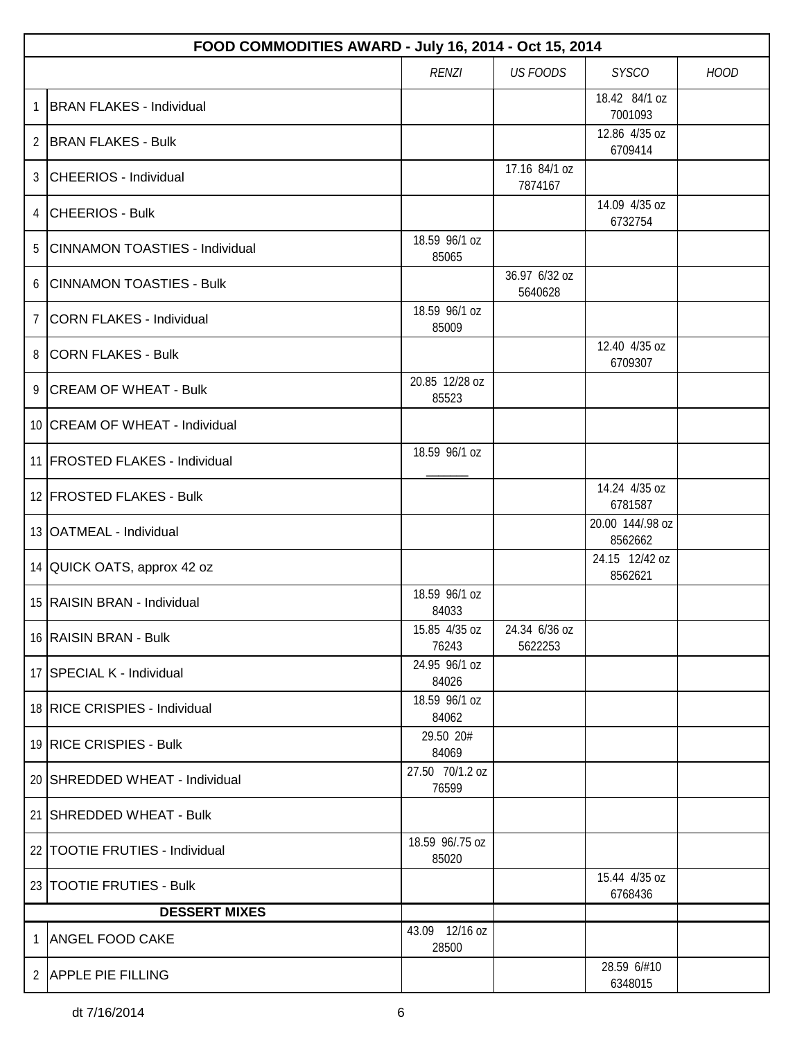| | FOOD COMMODITIES AWARD - July 16, 2014 - Oct 15, 2014 | | | | |
|---|---|---|---|---|---|
| | | *RENZI* | *US FOODS* | *SYSCO* | *HOOD* |
| 1 | BRAN FLAKES - Individual | | | 18.42 84/1 oz 7001093 | |
| 2 | BRAN FLAKES - Bulk | | | 12.86 4/35 oz 6709414 | |
| 3 | CHEERIOS - Individual | | 17.16 84/1 oz 7874167 | | |
| 4 | CHEERIOS - Bulk | | | 14.09 4/35 oz 6732754 | |
| 5 | CINNAMON TOASTIES - Individual | 18.59 96/1 oz 85065 | | | |
| 6 | CINNAMON TOASTIES - Bulk | | 36.97 6/32 oz 5640628 | | |
| 7 | CORN FLAKES - Individual | 18.59 96/1 oz 85009 | | | |
| 8 | CORN FLAKES - Bulk | | | 12.40 4/35 oz 6709307 | |
| 9 | CREAM OF WHEAT - Bulk | 20.85 12/28 oz 85523 | | | |
| 10 | CREAM OF WHEAT - Individual | | | | |
| 11 | FROSTED FLAKES - Individual | 18.59 96/1 oz ______ | | | |
| 12 | FROSTED FLAKES - Bulk | | | 14.24 4/35 oz 6781587 | |
| 13 | OATMEAL - Individual | | | 20.00 144/.98 oz 8562662 | |
| 14 | QUICK OATS, approx 42 oz | | | 24.15 12/42 oz 8562621 | |
| 15 | RAISIN BRAN - Individual | 18.59 96/1 oz 84033 | | | |
| 16 | RAISIN BRAN - Bulk | 15.85 4/35 oz 76243 | 24.34 6/36 oz 5622253 | | |
| 17 | SPECIAL K - Individual | 24.95 96/1 oz 84026 | | | |
| 18 | RICE CRISPIES - Individual | 18.59 96/1 oz 84062 | | | |
| 19 | RICE CRISPIES - Bulk | 29.50 20# 84069 | | | |
| 20 | SHREDDED WHEAT - Individual | 27.50 70/1.2 oz 76599 | | | |
| 21 | SHREDDED WHEAT - Bulk | | | | |
| 22 | TOOTIE FRUTIES - Individual | 18.59 96/.75 oz 85020 | | | |
| 23 | TOOTIE FRUTIES - Bulk | | | 15.44 4/35 oz 6768436 | |
| | **DESSERT MIXES** | | | | |
| 1 | ANGEL FOOD CAKE | 43.09 12/16 oz 28500 | | | |
| 2 | APPLE PIE FILLING | | | 28.59 6/#10 6348015 | |

dt 7/16/2014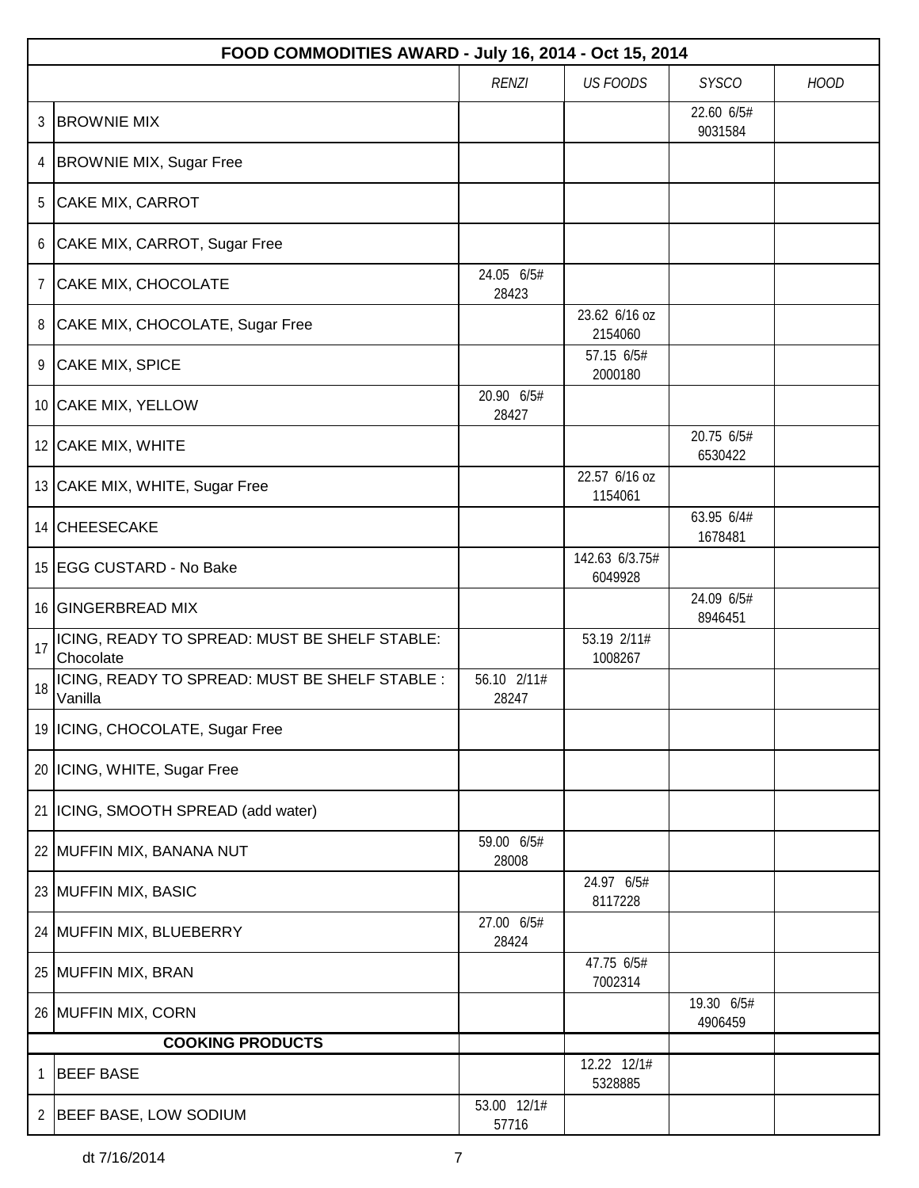| | FOOD COMMODITIES AWARD - July 16, 2014 - Oct 15, 2014 | | | | |
|---|---|---|---|---|---|
| | | *RENZI* | *US FOODS* | *SYSCO* | *HOOD* |
| 3 | BROWNIE MIX | | | 22.60 6/5# 9031584 | |
| 4 | BROWNIE MIX, Sugar Free | | | | |
| 5 | CAKE MIX, CARROT | | | | |
| 6 | CAKE MIX, CARROT, Sugar Free | | | | |
| 7 | CAKE MIX, CHOCOLATE | 24.05 6/5# 28423 | | | |
| 8 | CAKE MIX, CHOCOLATE, Sugar Free | | 23.62 6/16 oz 2154060 | | |
| 9 | CAKE MIX, SPICE | | 57.15 6/5# 2000180 | | |
| 10 | CAKE MIX, YELLOW | 20.90 6/5# 28427 | | | |
| 12 | CAKE MIX, WHITE | | | 20.75 6/5# 6530422 | |
| 13 | CAKE MIX, WHITE, Sugar Free | | 22.57 6/16 oz 1154061 | | |
| 14 | CHEESECAKE | | | 63.95 6/4# 1678481 | |
| 15 | EGG CUSTARD - No Bake | | 142.63 6/3.75# 6049928 | | |
| 16 | GINGERBREAD MIX | | | 24.09 6/5# 8946451 | |
| 17 | ICING, READY TO SPREAD: MUST BE SHELF STABLE: Chocolate | | 53.19 2/11# 1008267 | | |
| 18 | ICING, READY TO SPREAD: MUST BE SHELF STABLE : Vanilla | 56.10 2/11# 28247 | | | |
| 19 | ICING, CHOCOLATE, Sugar Free | | | | |
| 20 | ICING, WHITE, Sugar Free | | | | |
| 21 | ICING, SMOOTH SPREAD (add water) | | | | |
| 22 | MUFFIN MIX, BANANA NUT | 59.00 6/5# 28008 | | | |
| 23 | MUFFIN MIX, BASIC | | 24.97 6/5# 8117228 | | |
| 24 | MUFFIN MIX, BLUEBERRY | 27.00 6/5# 28424 | | | |
| 25 | MUFFIN MIX, BRAN | | 47.75 6/5# 7002314 | | |
| 26 | MUFFIN MIX, CORN | | | 19.30 6/5# 4906459 | |
| | **COOKING PRODUCTS** | | | | |
| 1 | BEEF BASE | | 12.22 12/1# 5328885 | | |
| 2 | BEEF BASE, LOW SODIUM | 53.00 12/1# 57716 | | | |

dt 7/16/2014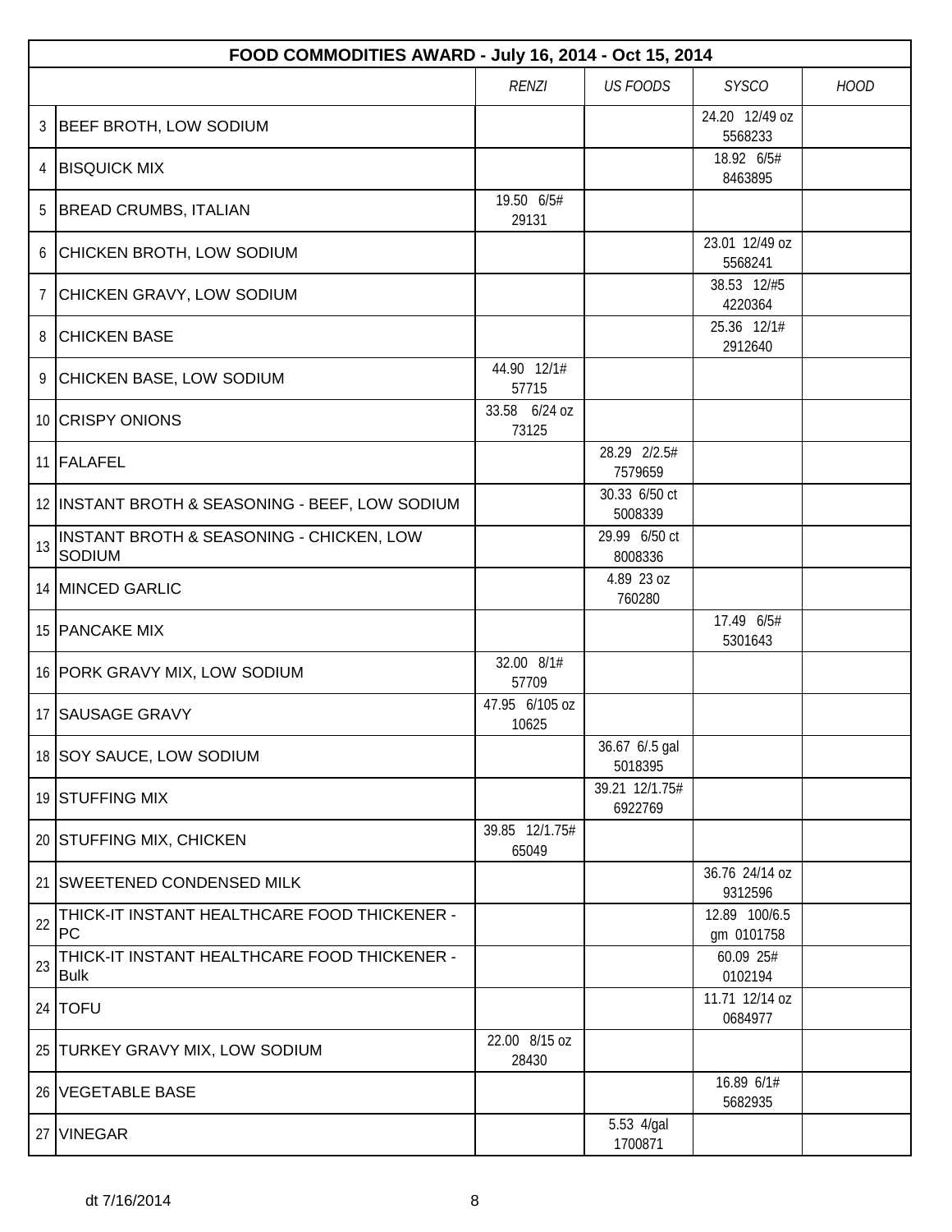| | FOOD COMMODITIES AWARD - July 16, 2014 - Oct 15, 2014 | | | | |
|---|---|---|---|---|---|
| | | *RENZI* | *US FOODS* | *SYSCO* | *HOOD* |
| 3 | BEEF BROTH, LOW SODIUM | | | 24.20 12/49 oz 5568233 | |
| 4 | BISQUICK MIX | | | 18.92 6/5# 8463895 | |
| 5 | BREAD CRUMBS, ITALIAN | 19.50 6/5# 29131 | | | |
| 6 | CHICKEN BROTH, LOW SODIUM | | | 23.01 12/49 oz 5568241 | |
| 7 | CHICKEN GRAVY, LOW SODIUM | | | 38.53 12/#5 4220364 | |
| 8 | CHICKEN BASE | | | 25.36 12/1# 2912640 | |
| 9 | CHICKEN BASE, LOW SODIUM | 44.90 12/1# 57715 | | | |
| 10 | CRISPY ONIONS | 33.58 6/24 oz 73125 | | | |
| 11 | FALAFEL | | 28.29 2/2.5# 7579659 | | |
| 12 | INSTANT BROTH & SEASONING - BEEF, LOW SODIUM | | 30.33 6/50 ct 5008339 | | |
| 13 | INSTANT BROTH & SEASONING - CHICKEN, LOW SODIUM | | 29.99 6/50 ct 8008336 | | |
| 14 | MINCED GARLIC | | 4.89 23 oz 760280 | | |
| 15 | PANCAKE MIX | | | 17.49 6/5# 5301643 | |
| 16 | PORK GRAVY MIX, LOW SODIUM | 32.00 8/1# 57709 | | | |
| 17 | SAUSAGE GRAVY | 47.95 6/105 oz 10625 | | | |
| 18 | SOY SAUCE, LOW SODIUM | | 36.67 6/.5 gal 5018395 | | |
| 19 | STUFFING MIX | | 39.21 12/1.75# 6922769 | | |
| 20 | STUFFING MIX, CHICKEN | 39.85 12/1.75# 65049 | | | |
| 21 | SWEETENED CONDENSED MILK | | | 36.76 24/14 oz 9312596 | |
| 22 | THICK-IT INSTANT HEALTHCARE FOOD THICKENER - PC | | | 12.89 100/6.5 gm 0101758 | |
| 23 | THICK-IT INSTANT HEALTHCARE FOOD THICKENER - Bulk | | | 60.09 25# 0102194 | |
| 24 | TOFU | | | 11.71 12/14 oz 0684977 | |
| 25 | TURKEY GRAVY MIX, LOW SODIUM | 22.00 8/15 oz 28430 | | | |
| 26 | VEGETABLE BASE | | | 16.89 6/1# 5682935 | |
| 27 | VINEGAR | | 5.53 4/gal 1700871 | | |

dt 7/16/2014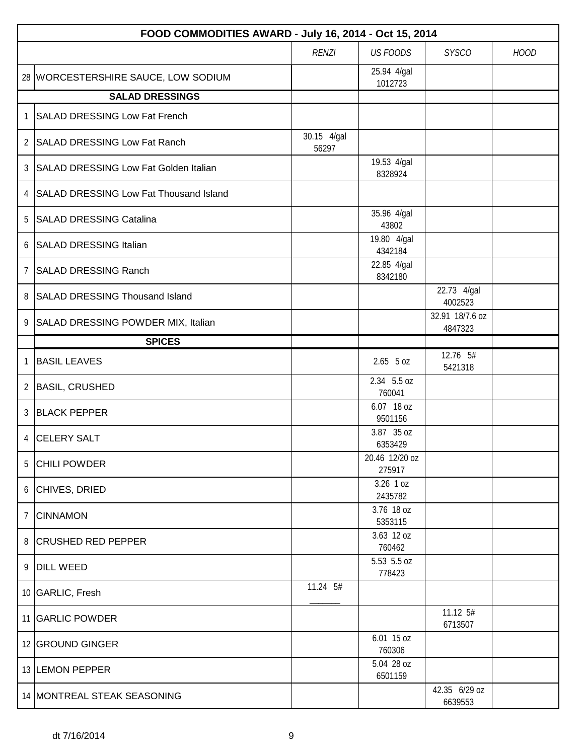| | FOOD COMMODITIES AWARD - July 16, 2014 - Oct 15, 2014 | | | | |
|---|---|---|---|---|---|
| | | *RENZI* | *US FOODS* | *SYSCO* | *HOOD* |
| 28 | WORCESTERSHIRE SAUCE, LOW SODIUM | | 25.94 4/gal 1012723 | | |
| | **SALAD DRESSINGS** | | | | |
| 1 | SALAD DRESSING Low Fat French | | | | |
| 2 | SALAD DRESSING Low Fat Ranch | 30.15 4/gal 56297 | | | |
| 3 | SALAD DRESSING Low Fat Golden Italian | | 19.53 4/gal 8328924 | | |
| 4 | SALAD DRESSING Low Fat Thousand Island | | | | |
| 5 | SALAD DRESSING Catalina | | 35.96 4/gal 43802 | | |
| 6 | SALAD DRESSING Italian | | 19.80 4/gal 4342184 | | |
| 7 | SALAD DRESSING Ranch | | 22.85 4/gal 8342180 | | |
| 8 | SALAD DRESSING Thousand Island | | | 22.73 4/gal 4002523 | |
| 9 | SALAD DRESSING POWDER MIX, Italian | | | 32.91 18/7.6 oz 4847323 | |
| | **SPICES** | | | | |
| 1 | BASIL LEAVES | | 2.65 5 oz | 12.76 5# 5421318 | |
| 2 | BASIL, CRUSHED | | 2.34 5.5 oz 760041 | | |
| 3 | BLACK PEPPER | | 6.07 18 oz 9501156 | | |
| 4 | CELERY SALT | | 3.87 35 oz 6353429 | | |
| 5 | CHILI POWDER | | 20.46 12/20 oz 275917 | | |
| 6 | CHIVES, DRIED | | 3.26 1 oz 2435782 | | |
| 7 | CINNAMON | | 3.76 18 oz 5353115 | | |
| 8 | CRUSHED RED PEPPER | | 3.63 12 oz 760462 | | |
| 9 | DILL WEED | | 5.53 5.5 oz 778423 | | |
| 10 | GARLIC, Fresh | 11.24 5# ______ | | | |
| 11 | GARLIC POWDER | | | 11.12 5# 6713507 | |
| 12 | GROUND GINGER | | 6.01 15 oz 760306 | | |
| 13 | LEMON PEPPER | | 5.04 28 oz 6501159 | | |
| 14 | MONTREAL STEAK SEASONING | | | 42.35 6/29 oz 6639553 | |

dt 7/16/2014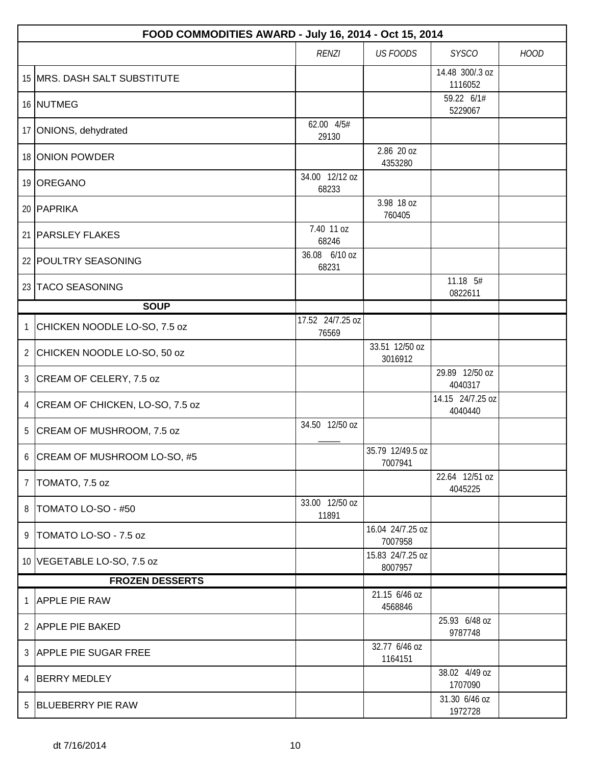| | FOOD COMMODITIES AWARD - July 16, 2014 - Oct 15, 2014 | | | | |
|---|---|---|---|---|---|
| | | *RENZI* | *US FOODS* | *SYSCO* | *HOOD* |
| 15 | MRS. DASH SALT SUBSTITUTE | | | 14.48 300/.3 oz 1116052 | |
| 16 | NUTMEG | | | 59.22 6/1# 5229067 | |
| 17 | ONIONS, dehydrated | 62.00 4/5# 29130 | | | |
| 18 | ONION POWDER | | 2.86 20 oz 4353280 | | |
| 19 | OREGANO | 34.00 12/12 oz 68233 | | | |
| 20 | PAPRIKA | | 3.98 18 oz 760405 | | |
| 21 | PARSLEY FLAKES | 7.40 11 oz 68246 | | | |
| 22 | POULTRY SEASONING | 36.08 6/10 oz 68231 | | | |
| 23 | TACO SEASONING | | | 11.18 5# 0822611 | |
| | **SOUP** | | | | |
| 1 | CHICKEN NOODLE LO-SO, 7.5 oz | 17.52 24/7.25 oz 76569 | | | |
| 2 | CHICKEN NOODLE LO-SO, 50 oz | | 33.51 12/50 oz 3016912 | | |
| 3 | CREAM OF CELERY, 7.5 oz | | | 29.89 12/50 oz 4040317 | |
| 4 | CREAM OF CHICKEN, LO-SO, 7.5 oz | | | 14.15 24/7.25 oz 4040440 | |
| 5 | CREAM OF MUSHROOM, 7.5 oz | 34.50 12/50 oz _____ | | | |
| 6 | CREAM OF MUSHROOM LO-SO, #5 | | 35.79 12/49.5 oz 7007941 | | |
| 7 | TOMATO, 7.5 oz | | | 22.64 12/51 oz 4045225 | |
| 8 | TOMATO LO-SO - #50 | 33.00 12/50 oz 11891 | | | |
| 9 | TOMATO LO-SO - 7.5 oz | | 16.04 24/7.25 oz 7007958 | | |
| 10 | VEGETABLE LO-SO, 7.5 oz | | 15.83 24/7.25 oz 8007957 | | |
| | **FROZEN DESSERTS** | | | | |
| 1 | APPLE PIE RAW | | 21.15 6/46 oz 4568846 | | |
| 2 | APPLE PIE BAKED | | | 25.93 6/48 oz 9787748 | |
| 3 | APPLE PIE SUGAR FREE | | 32.77 6/46 oz 1164151 | | |
| 4 | BERRY MEDLEY | | | 38.02 4/49 oz 1707090 | |
| 5 | BLUEBERRY PIE RAW | | | 31.30 6/46 oz 1972728 | |

dt 7/16/2014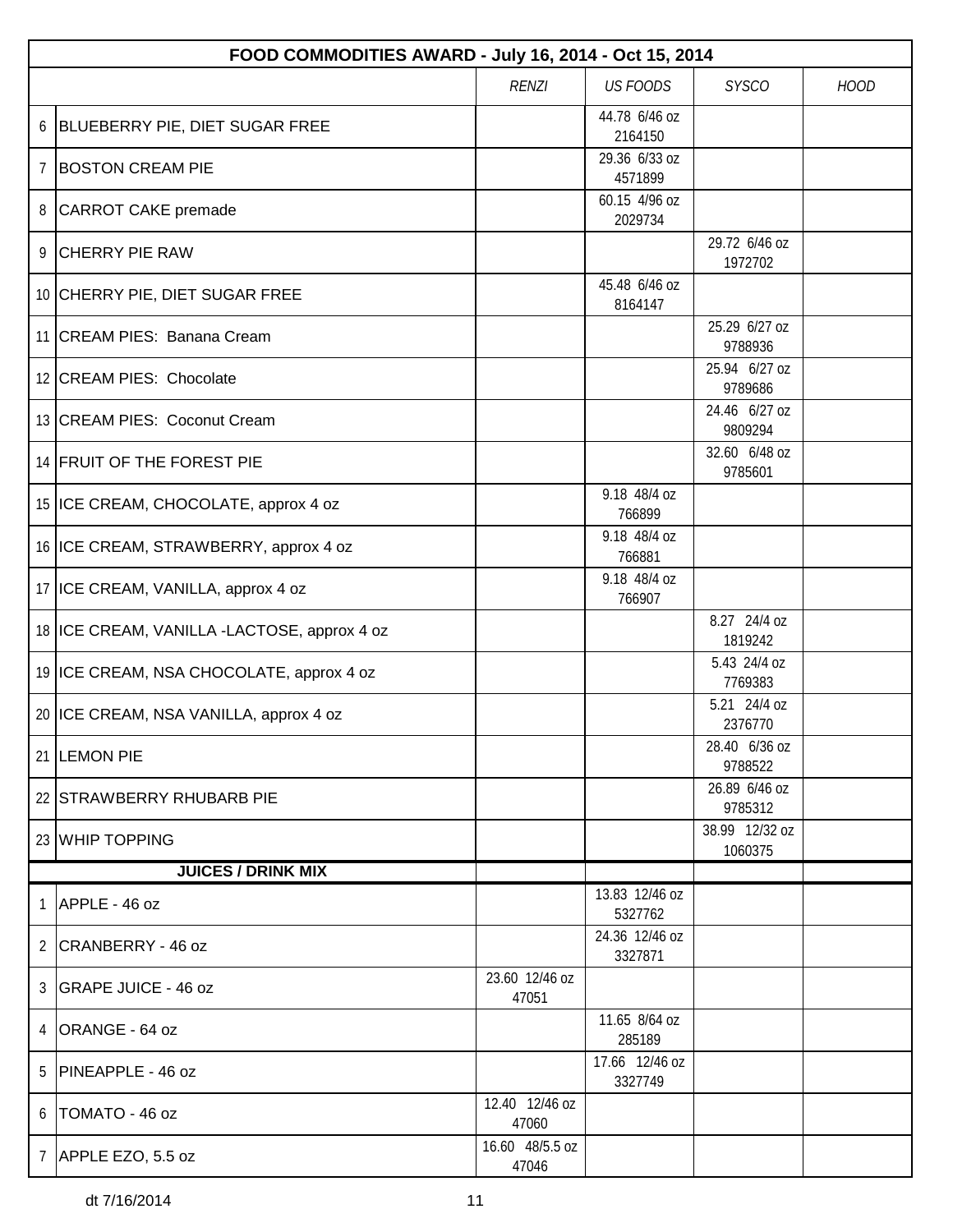| FOOD COMMODITIES AWARD - July 16, 2014 - Oct 15, 2014 | | | | | |
|---|---|---|---|---|---|
| | | *RENZI* | *US FOODS* | *SYSCO* | *HOOD* |
| 6 | BLUEBERRY PIE, DIET SUGAR FREE | | 44.78 6/46 oz 2164150 | | |
| 7 | BOSTON CREAM PIE | | 29.36 6/33 oz 4571899 | | |
| 8 | CARROT CAKE premade | | 60.15 4/96 oz 2029734 | | |
| 9 | CHERRY PIE RAW | | | 29.72 6/46 oz 1972702 | |
| 10 | CHERRY PIE, DIET SUGAR FREE | | 45.48 6/46 oz 8164147 | | |
| 11 | CREAM PIES: Banana Cream | | | 25.29 6/27 oz 9788936 | |
| 12 | CREAM PIES: Chocolate | | | 25.94 6/27 oz 9789686 | |
| 13 | CREAM PIES: Coconut Cream | | | 24.46 6/27 oz 9809294 | |
| 14 | FRUIT OF THE FOREST PIE | | | 32.60 6/48 oz 9785601 | |
| 15 | ICE CREAM, CHOCOLATE, approx 4 oz | | 9.18 48/4 oz 766899 | | |
| 16 | ICE CREAM, STRAWBERRY, approx 4 oz | | 9.18 48/4 oz 766881 | | |
| 17 | ICE CREAM, VANILLA, approx 4 oz | | 9.18 48/4 oz 766907 | | |
| 18 | ICE CREAM, VANILLA -LACTOSE, approx 4 oz | | | 8.27 24/4 oz 1819242 | |
| 19 | ICE CREAM, NSA CHOCOLATE, approx 4 oz | | | 5.43 24/4 oz 7769383 | |
| 20 | ICE CREAM, NSA VANILLA, approx 4 oz | | | 5.21 24/4 oz 2376770 | |
| 21 | LEMON PIE | | | 28.40 6/36 oz 9788522 | |
| 22 | STRAWBERRY RHUBARB PIE | | | 26.89 6/46 oz 9785312 | |
| 23 | WHIP TOPPING | | | 38.99 12/32 oz 1060375 | |
| | **JUICES / DRINK MIX** | | | | |
| 1 | APPLE - 46 oz | | 13.83 12/46 oz 5327762 | | |
| 2 | CRANBERRY - 46 oz | | 24.36 12/46 oz 3327871 | | |
| 3 | GRAPE JUICE - 46 oz | 23.60 12/46 oz 47051 | | | |
| 4 | ORANGE - 64 oz | | 11.65 8/64 oz 285189 | | |
| 5 | PINEAPPLE - 46 oz | | 17.66 12/46 oz 3327749 | | |
| 6 | TOMATO - 46 oz | 12.40 12/46 oz 47060 | | | |
| 7 | APPLE EZO, 5.5 oz | 16.60 48/5.5 oz 47046 | | | |

dt 7/16/2014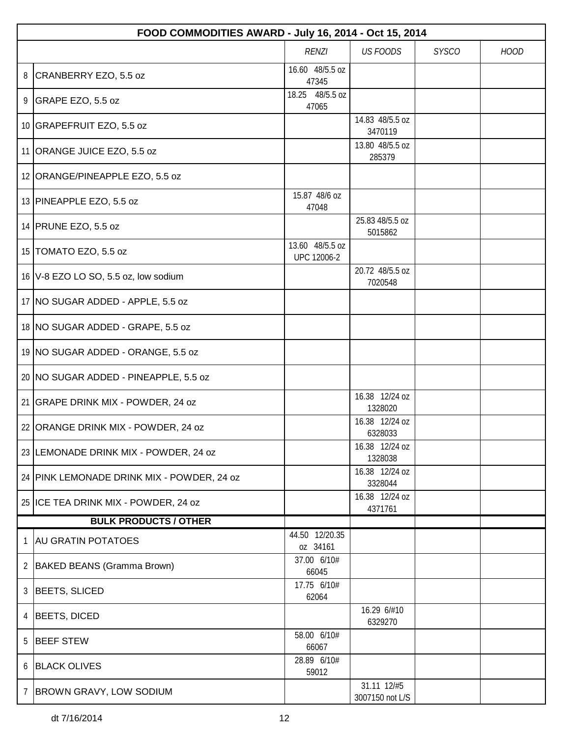| FOOD COMMODITIES AWARD - July 16, 2014 - Oct 15, 2014 | | | | | |
|---|---|---|---|---|---|
| | | *RENZI* | *US FOODS* | *SYSCO* | *HOOD* |
| 8 | CRANBERRY EZO, 5.5 oz | 16.60 48/5.5 oz 47345 | | | |
| 9 | GRAPE EZO, 5.5 oz | 18.25 48/5.5 oz 47065 | | | |
| 10 | GRAPEFRUIT EZO, 5.5 oz | | 14.83 48/5.5 oz 3470119 | | |
| 11 | ORANGE JUICE EZO, 5.5 oz | | 13.80 48/5.5 oz 285379 | | |
| 12 | ORANGE/PINEAPPLE EZO, 5.5 oz | | | | |
| 13 | PINEAPPLE EZO, 5.5 oz | 15.87 48/6 oz 47048 | | | |
| 14 | PRUNE EZO, 5.5 oz | | 25.83 48/5.5 oz 5015862 | | |
| 15 | TOMATO EZO, 5.5 oz | 13.60 48/5.5 oz UPC 12006-2 | | | |
| 16 | V-8 EZO LO SO, 5.5 oz, low sodium | | 20.72 48/5.5 oz 7020548 | | |
| 17 | NO SUGAR ADDED - APPLE, 5.5 oz | | | | |
| 18 | NO SUGAR ADDED - GRAPE, 5.5 oz | | | | |
| 19 | NO SUGAR ADDED - ORANGE, 5.5 oz | | | | |
| 20 | NO SUGAR ADDED - PINEAPPLE, 5.5 oz | | | | |
| 21 | GRAPE DRINK MIX - POWDER, 24 oz | | 16.38 12/24 oz 1328020 | | |
| 22 | ORANGE DRINK MIX - POWDER, 24 oz | | 16.38 12/24 oz 6328033 | | |
| 23 | LEMONADE DRINK MIX - POWDER, 24 oz | | 16.38 12/24 oz 1328038 | | |
| 24 | PINK LEMONADE DRINK MIX - POWDER, 24 oz | | 16.38 12/24 oz 3328044 | | |
| 25 | ICE TEA DRINK MIX - POWDER, 24 oz | | 16.38 12/24 oz 4371761 | | |
| | **BULK PRODUCTS / OTHER** | | | | |
| 1 | AU GRATIN POTATOES | 44.50 12/20.35 oz 34161 | | | |
| 2 | BAKED BEANS (Gramma Brown) | 37.00 6/10# 66045 | | | |
| 3 | BEETS, SLICED | 17.75 6/10# 62064 | | | |
| 4 | BEETS, DICED | | 16.29 6/#10 6329270 | | |
| 5 | BEEF STEW | 58.00 6/10# 66067 | | | |
| 6 | BLACK OLIVES | 28.89 6/10# 59012 | | | |
| 7 | BROWN GRAVY, LOW SODIUM | | 31.11 12/#5 3007150 not L/S | | |

dt 7/16/2014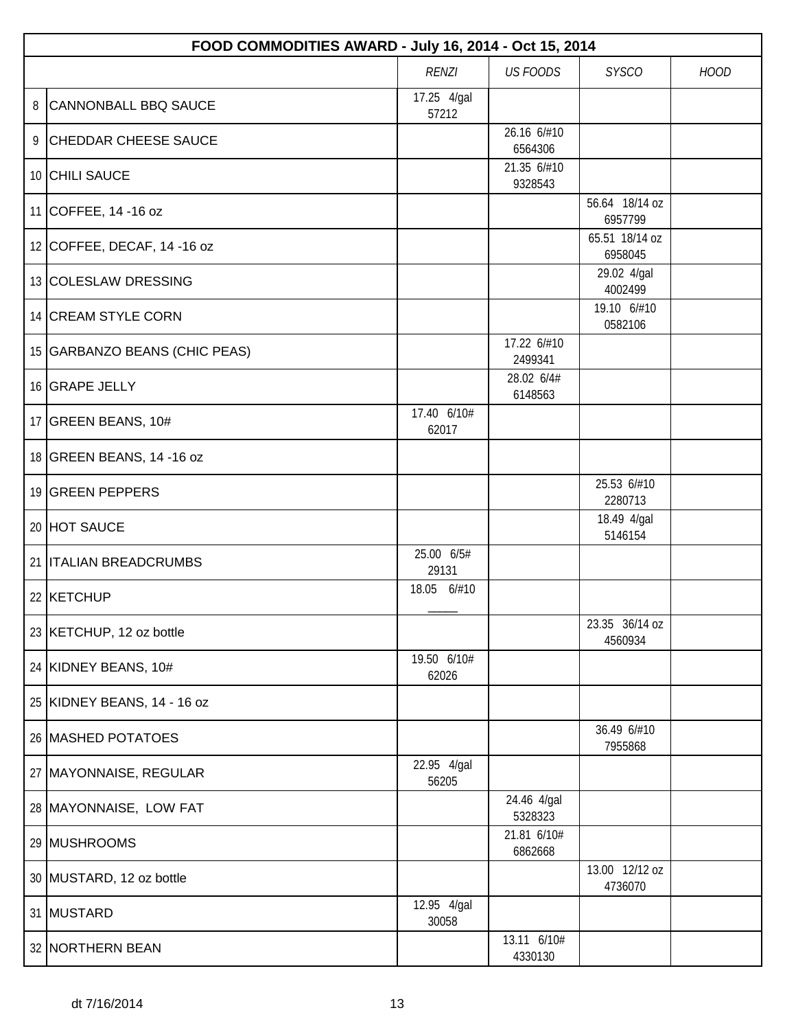| FOOD COMMODITIES AWARD - July 16, 2014 - Oct 15, 2014 | | | | | |
|---|---|---|---|---|---|
| | | *RENZI* | *US FOODS* | *SYSCO* | *HOOD* |
| 8 | CANNONBALL BBQ SAUCE | 17.25 4/gal 57212 | | | |
| 9 | CHEDDAR CHEESE SAUCE | | 26.16 6/#10 6564306 | | |
| 10 | CHILI SAUCE | | 21.35 6/#10 9328543 | | |
| 11 | COFFEE, 14 -16 oz | | | 56.64 18/14 oz 6957799 | |
| 12 | COFFEE, DECAF, 14 -16 oz | | | 65.51 18/14 oz 6958045 | |
| 13 | COLESLAW DRESSING | | | 29.02 4/gal 4002499 | |
| 14 | CREAM STYLE CORN | | | 19.10 6/#10 0582106 | |
| 15 | GARBANZO BEANS (CHIC PEAS) | | 17.22 6/#10 2499341 | | |
| 16 | GRAPE JELLY | | 28.02 6/4# 6148563 | | |
| 17 | GREEN BEANS, 10# | 17.40 6/10# 62017 | | | |
| 18 | GREEN BEANS, 14 -16 oz | | | | |
| 19 | GREEN PEPPERS | | | 25.53 6/#10 2280713 | |
| 20 | HOT SAUCE | | | 18.49 4/gal 5146154 | |
| 21 | ITALIAN BREADCRUMBS | 25.00 6/5# 29131 | | | |
| 22 | KETCHUP | 18.05 6/#10 _____ | | | |
| 23 | KETCHUP, 12 oz bottle | | | 23.35 36/14 oz 4560934 | |
| 24 | KIDNEY BEANS, 10# | 19.50 6/10# 62026 | | | |
| 25 | KIDNEY BEANS, 14 - 16 oz | | | | |
| 26 | MASHED POTATOES | | | 36.49 6/#10 7955868 | |
| 27 | MAYONNAISE, REGULAR | 22.95 4/gal 56205 | | | |
| 28 | MAYONNAISE, LOW FAT | | 24.46 4/gal 5328323 | | |
| 29 | MUSHROOMS | | 21.81 6/10# 6862668 | | |
| 30 | MUSTARD, 12 oz bottle | | | 13.00 12/12 oz 4736070 | |
| 31 | MUSTARD | 12.95 4/gal 30058 | | | |
| 32 | NORTHERN BEAN | | 13.11 6/10# 4330130 | | |

dt 7/16/2014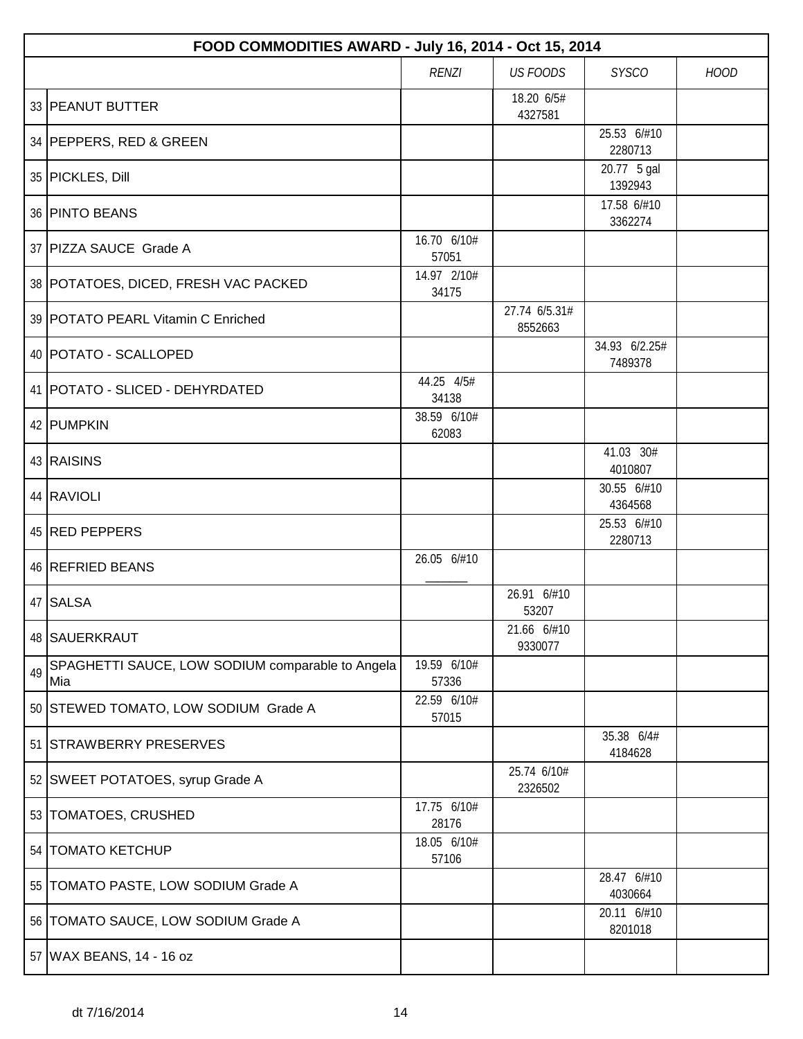| FOOD COMMODITIES AWARD - July 16, 2014 - Oct 15, 2014 | | | | | |
|---|---|---|---|---|---|
| | | *RENZI* | *US FOODS* | *SYSCO* | *HOOD* |
| 33 | PEANUT BUTTER | | 18.20 6/5# 4327581 | | |
| 34 | PEPPERS, RED & GREEN | | | 25.53 6/#10 2280713 | |
| 35 | PICKLES, Dill | | | 20.77 5 gal 1392943 | |
| 36 | PINTO BEANS | | | 17.58 6/#10 3362274 | |
| 37 | PIZZA SAUCE Grade A | 16.70 6/10# 57051 | | | |
| 38 | POTATOES, DICED, FRESH VAC PACKED | 14.97 2/10# 34175 | | | |
| 39 | POTATO PEARL Vitamin C Enriched | | 27.74 6/5.31# 8552663 | | |
| 40 | POTATO - SCALLOPED | | | 34.93 6/2.25# 7489378 | |
| 41 | POTATO - SLICED - DEHYRDATED | 44.25 4/5# 34138 | | | |
| 42 | PUMPKIN | 38.59 6/10# 62083 | | | |
| 43 | RAISINS | | | 41.03 30# 4010807 | |
| 44 | RAVIOLI | | | 30.55 6/#10 4364568 | |
| 45 | RED PEPPERS | | | 25.53 6/#10 2280713 | |
| 46 | REFRIED BEANS | 26.05 6/#10 _______ | | | |
| 47 | SALSA | | 26.91 6/#10 53207 | | |
| 48 | SAUERKRAUT | | 21.66 6/#10 9330077 | | |
| 49 | SPAGHETTI SAUCE, LOW SODIUM comparable to Angela Mia | 19.59 6/10# 57336 | | | |
| 50 | STEWED TOMATO, LOW SODIUM Grade A | 22.59 6/10# 57015 | | | |
| 51 | STRAWBERRY PRESERVES | | | 35.38 6/4# 4184628 | |
| 52 | SWEET POTATOES, syrup Grade A | | 25.74 6/10# 2326502 | | |
| 53 | TOMATOES, CRUSHED | 17.75 6/10# 28176 | | | |
| 54 | TOMATO KETCHUP | 18.05 6/10# 57106 | | | |
| 55 | TOMATO PASTE, LOW SODIUM Grade A | | | 28.47 6/#10 4030664 | |
| 56 | TOMATO SAUCE, LOW SODIUM Grade A | | | 20.11 6/#10 8201018 | |
| 57 | WAX BEANS, 14 - 16 oz | | | | |

dt 7/16/2014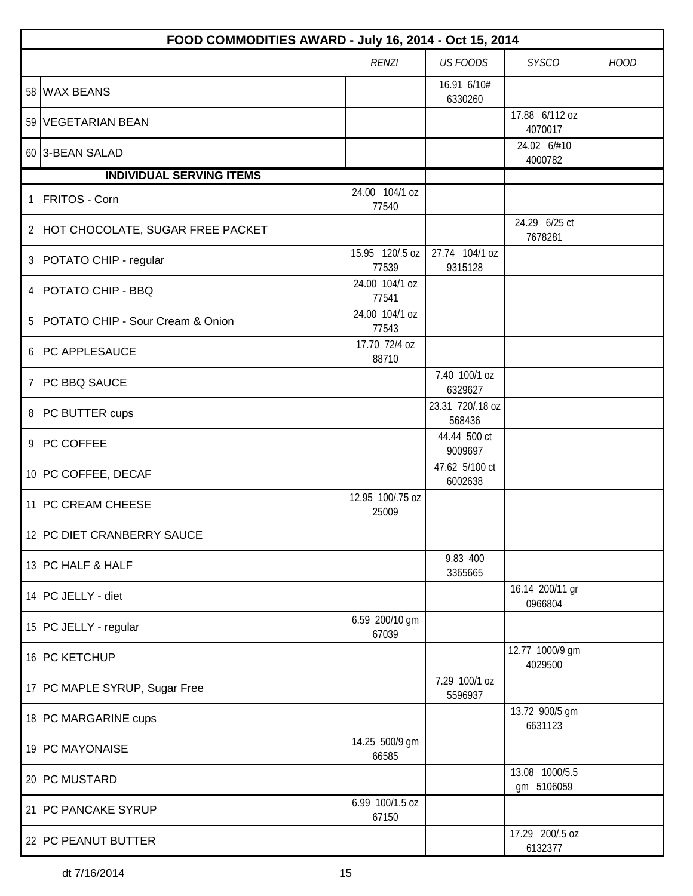| FOOD COMMODITIES AWARD - July 16, 2014 - Oct 15, 2014 | | | | | |
|---|---|---|---|---|---|
| | | *RENZI* | *US FOODS* | *SYSCO* | *HOOD* |
| 58 | WAX BEANS | | 16.91 6/10# 6330260 | | |
| 59 | VEGETARIAN BEAN | | | 17.88 6/112 oz 4070017 | |
| 60 | 3-BEAN SALAD | | | 24.02 6/#10 4000782 | |
| | **INDIVIDUAL SERVING ITEMS** | | | | |
| 1 | FRITOS - Corn | 24.00 104/1 oz 77540 | | | |
| 2 | HOT CHOCOLATE, SUGAR FREE PACKET | | | 24.29 6/25 ct 7678281 | |
| 3 | POTATO CHIP - regular | 15.95 120/.5 oz 77539 | 27.74 104/1 oz 9315128 | | |
| 4 | POTATO CHIP - BBQ | 24.00 104/1 oz 77541 | | | |
| 5 | POTATO CHIP - Sour Cream & Onion | 24.00 104/1 oz 77543 | | | |
| 6 | PC APPLESAUCE | 17.70 72/4 oz 88710 | | | |
| 7 | PC BBQ SAUCE | | 7.40 100/1 oz 6329627 | | |
| 8 | PC BUTTER cups | | 23.31 720/.18 oz 568436 | | |
| 9 | PC COFFEE | | 44.44 500 ct 9009697 | | |
| 10 | PC COFFEE, DECAF | | 47.62 5/100 ct 6002638 | | |
| 11 | PC CREAM CHEESE | 12.95 100/.75 oz 25009 | | | |
| 12 | PC DIET CRANBERRY SAUCE | | | | |
| 13 | PC HALF & HALF | | 9.83 400 3365665 | | |
| 14 | PC JELLY - diet | | | 16.14 200/11 gr 0966804 | |
| 15 | PC JELLY - regular | 6.59 200/10 gm 67039 | | | |
| 16 | PC KETCHUP | | | 12.77 1000/9 gm 4029500 | |
| 17 | PC MAPLE SYRUP, Sugar Free | | 7.29 100/1 oz 5596937 | | |
| 18 | PC MARGARINE cups | | | 13.72 900/5 gm 6631123 | |
| 19 | PC MAYONAISE | 14.25 500/9 gm 66585 | | | |
| 20 | PC MUSTARD | | | 13.08 1000/5.5 gm 5106059 | |
| 21 | PC PANCAKE SYRUP | 6.99 100/1.5 oz 67150 | | | |
| 22 | PC PEANUT BUTTER | | | 17.29 200/.5 oz 6132377 | |

dt 7/16/2014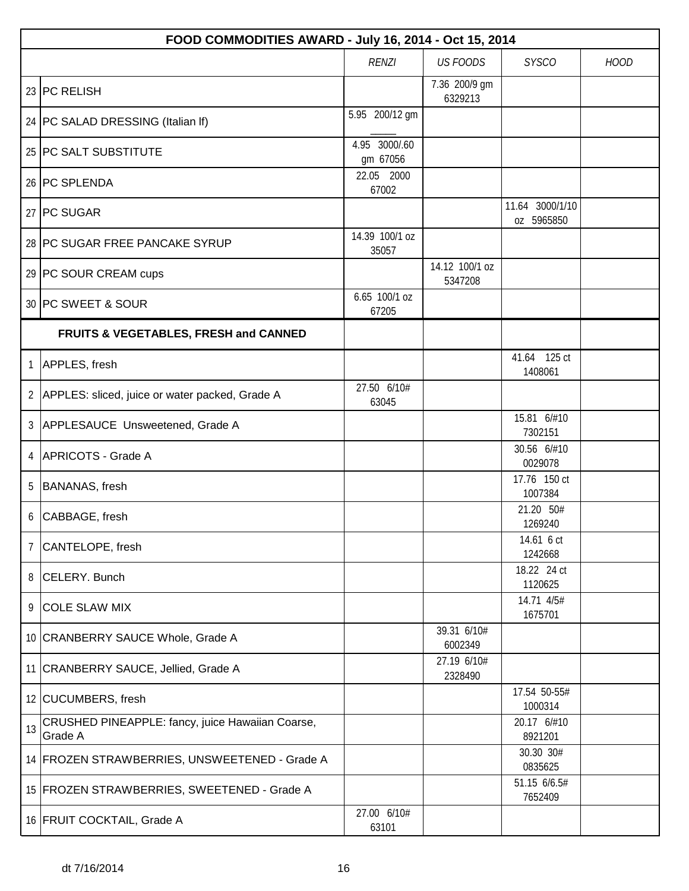| FOOD COMMODITIES AWARD - July 16, 2014 - Oct 15, 2014 | | | | | |
|---|---|---|---|---|---|
| | | *RENZI* | *US FOODS* | *SYSCO* | *HOOD* |
| 23 | PC RELISH | | 7.36 200/9 gm 6329213 | | |
| 24 | PC SALAD DRESSING (Italian lf) | 5.95 200/12 gm _____ | | | |
| 25 | PC SALT SUBSTITUTE | 4.95 3000/.60 gm 67056 | | | |
| 26 | PC SPLENDA | 22.05 2000 67002 | | | |
| 27 | PC SUGAR | | | 11.64 3000/1/10 oz 5965850 | |
| 28 | PC SUGAR FREE PANCAKE SYRUP | 14.39 100/1 oz 35057 | | | |
| 29 | PC SOUR CREAM cups | | 14.12 100/1 oz 5347208 | | |
| 30 | PC SWEET & SOUR | 6.65 100/1 oz 67205 | | | |
| | **FRUITS & VEGETABLES, FRESH and CANNED** | | | | |
| 1 | APPLES, fresh | | | 41.64 125 ct 1408061 | |
| 2 | APPLES: sliced, juice or water packed, Grade A | 27.50 6/10# 63045 | | | |
| 3 | APPLESAUCE Unsweetened, Grade A | | | 15.81 6/#10 7302151 | |
| 4 | APRICOTS - Grade A | | | 30.56 6/#10 0029078 | |
| 5 | BANANAS, fresh | | | 17.76 150 ct 1007384 | |
| 6 | CABBAGE, fresh | | | 21.20 50# 1269240 | |
| 7 | CANTELOPE, fresh | | | 14.61 6 ct 1242668 | |
| 8 | CELERY. Bunch | | | 18.22 24 ct 1120625 | |
| 9 | COLE SLAW MIX | | | 14.71 4/5# 1675701 | |
| 10 | CRANBERRY SAUCE Whole, Grade A | | 39.31 6/10# 6002349 | | |
| 11 | CRANBERRY SAUCE, Jellied, Grade A | | 27.19 6/10# 2328490 | | |
| 12 | CUCUMBERS, fresh | | | 17.54 50-55# 1000314 | |
| 13 | CRUSHED PINEAPPLE: fancy, juice Hawaiian Coarse, Grade A | | | 20.17 6/#10 8921201 | |
| 14 | FROZEN STRAWBERRIES, UNSWEETENED - Grade A | | | 30.30 30# 0835625 | |
| 15 | FROZEN STRAWBERRIES, SWEETENED - Grade A | | | 51.15 6/6.5# 7652409 | |
| 16 | FRUIT COCKTAIL, Grade A | 27.00 6/10# 63101 | | | |

dt 7/16/2014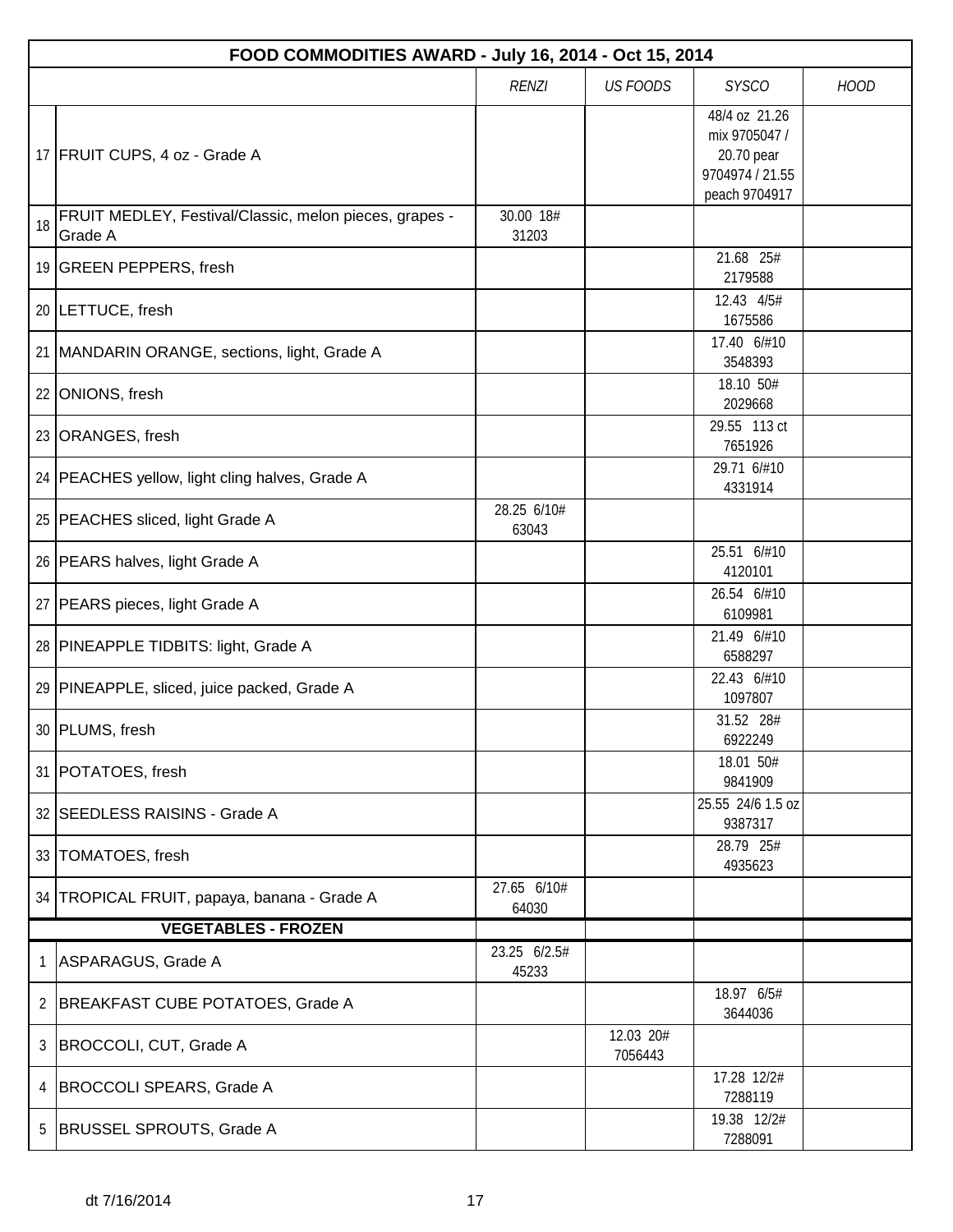| FOOD COMMODITIES AWARD - July 16, 2014 - Oct 15, 2014 | | | | | |
|---|---|---|---|---|---|
| | | *RENZI* | *US FOODS* | *SYSCO* | *HOOD* |
| 17 | FRUIT CUPS, 4 oz - Grade A | | | 48/4 oz 21.26 mix 9705047 / 20.70 pear 9704974 / 21.55 peach 9704917 | |
| 18 | FRUIT MEDLEY, Festival/Classic, melon pieces, grapes - Grade A | 30.00 18# 31203 | | | |
| 19 | GREEN PEPPERS, fresh | | | 21.68 25# 2179588 | |
| 20 | LETTUCE, fresh | | | 12.43 4/5# 1675586 | |
| 21 | MANDARIN ORANGE, sections, light, Grade A | | | 17.40 6/#10 3548393 | |
| 22 | ONIONS, fresh | | | 18.10 50# 2029668 | |
| 23 | ORANGES, fresh | | | 29.55 113 ct 7651926 | |
| 24 | PEACHES yellow, light cling halves, Grade A | | | 29.71 6/#10 4331914 | |
| 25 | PEACHES sliced, light Grade A | 28.25 6/10# 63043 | | | |
| 26 | PEARS halves, light Grade A | | | 25.51 6/#10 4120101 | |
| 27 | PEARS pieces, light Grade A | | | 26.54 6/#10 6109981 | |
| 28 | PINEAPPLE TIDBITS: light, Grade A | | | 21.49 6/#10 6588297 | |
| 29 | PINEAPPLE, sliced, juice packed, Grade A | | | 22.43 6/#10 1097807 | |
| 30 | PLUMS, fresh | | | 31.52 28# 6922249 | |
| 31 | POTATOES, fresh | | | 18.01 50# 9841909 | |
| 32 | SEEDLESS RAISINS - Grade A | | | 25.55 24/6 1.5 oz 9387317 | |
| 33 | TOMATOES, fresh | | | 28.79 25# 4935623 | |
| 34 | TROPICAL FRUIT, papaya, banana - Grade A | 27.65 6/10# 64030 | | | |
| | **VEGETABLES - FROZEN** | | | | |
| 1 | ASPARAGUS, Grade A | 23.25 6/2.5# 45233 | | | |
| 2 | BREAKFAST CUBE POTATOES, Grade A | | | 18.97 6/5# 3644036 | |
| 3 | BROCCOLI, CUT, Grade A | | 12.03 20# 7056443 | | |
| 4 | BROCCOLI SPEARS, Grade A | | | 17.28 12/2# 7288119 | |
| 5 | BRUSSEL SPROUTS, Grade A | | | 19.38 12/2# 7288091 | |

dt 7/16/2014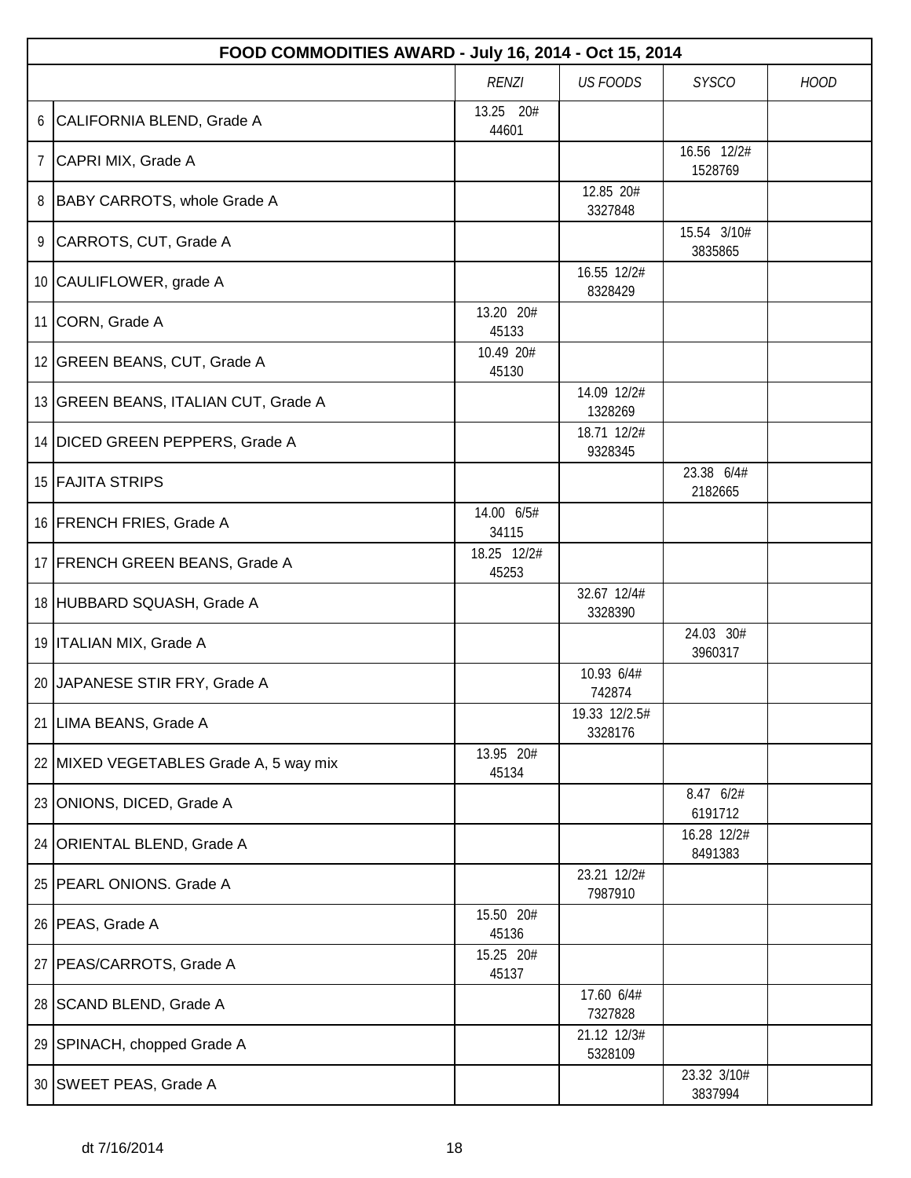| FOOD COMMODITIES AWARD - July 16, 2014 - Oct 15, 2014 | | | | | |
|---|---|---|---|---|---|
| | | *RENZI* | *US FOODS* | *SYSCO* | *HOOD* |
| 6 | CALIFORNIA BLEND, Grade A | 13.25 20# 44601 | | | |
| 7 | CAPRI MIX, Grade A | | | 16.56 12/2# 1528769 | |
| 8 | BABY CARROTS, whole Grade A | | 12.85 20# 3327848 | | |
| 9 | CARROTS, CUT, Grade A | | | 15.54 3/10# 3835865 | |
| 10 | CAULIFLOWER, grade A | | 16.55 12/2# 8328429 | | |
| 11 | CORN, Grade A | 13.20 20# 45133 | | | |
| 12 | GREEN BEANS, CUT, Grade A | 10.49 20# 45130 | | | |
| 13 | GREEN BEANS, ITALIAN CUT, Grade A | | 14.09 12/2# 1328269 | | |
| 14 | DICED GREEN PEPPERS, Grade A | | 18.71 12/2# 9328345 | | |
| 15 | FAJITA STRIPS | | | 23.38 6/4# 2182665 | |
| 16 | FRENCH FRIES, Grade A | 14.00 6/5# 34115 | | | |
| 17 | FRENCH GREEN BEANS, Grade A | 18.25 12/2# 45253 | | | |
| 18 | HUBBARD SQUASH, Grade A | | 32.67 12/4# 3328390 | | |
| 19 | ITALIAN MIX, Grade A | | | 24.03 30# 3960317 | |
| 20 | JAPANESE STIR FRY, Grade A | | 10.93 6/4# 742874 | | |
| 21 | LIMA BEANS, Grade A | | 19.33 12/2.5# 3328176 | | |
| 22 | MIXED VEGETABLES Grade A, 5 way mix | 13.95 20# 45134 | | | |
| 23 | ONIONS, DICED, Grade A | | | 8.47 6/2# 6191712 | |
| 24 | ORIENTAL BLEND, Grade A | | | 16.28 12/2# 8491383 | |
| 25 | PEARL ONIONS. Grade A | | 23.21 12/2# 7987910 | | |
| 26 | PEAS, Grade A | 15.50 20# 45136 | | | |
| 27 | PEAS/CARROTS, Grade A | 15.25 20# 45137 | | | |
| 28 | SCAND BLEND, Grade A | | 17.60 6/4# 7327828 | | |
| 29 | SPINACH, chopped Grade A | | 21.12 12/3# 5328109 | | |
| 30 | SWEET PEAS, Grade A | | | 23.32 3/10# 3837994 | |

dt 7/16/2014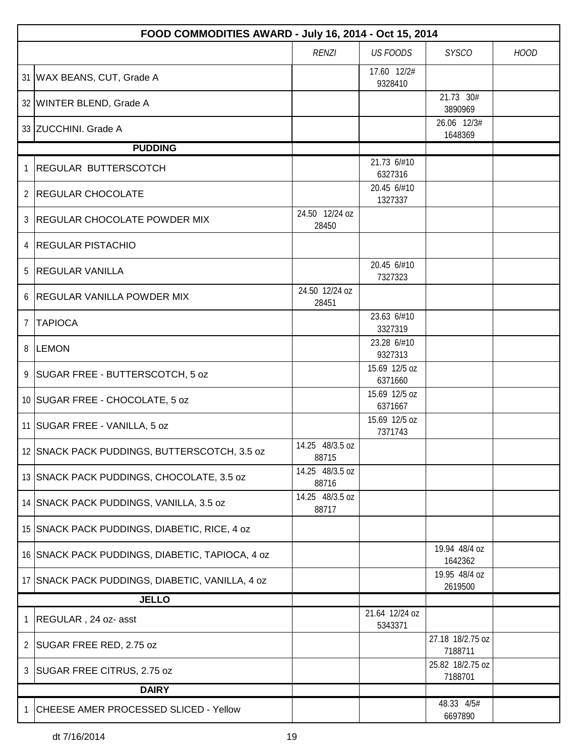| FOOD COMMODITIES AWARD - July 16, 2014 - Oct 15, 2014 | | | | | |
|---|---|---|---|---|---|
| | | *RENZI* | *US FOODS* | *SYSCO* | *HOOD* |
| 31 | WAX BEANS, CUT, Grade A | | 17.60 12/2# 9328410 | | |
| 32 | WINTER BLEND, Grade A | | | 21.73 30# 3890969 | |
| 33 | ZUCCHINI. Grade A | | | 26.06 12/3# 1648369 | |
| | **PUDDING** | | | | |
| 1 | REGULAR BUTTERSCOTCH | | 21.73 6/#10 6327316 | | |
| 2 | REGULAR CHOCOLATE | | 20.45 6/#10 1327337 | | |
| 3 | REGULAR CHOCOLATE POWDER MIX | 24.50 12/24 oz 28450 | | | |
| 4 | REGULAR PISTACHIO | | | | |
| 5 | REGULAR VANILLA | | 20.45 6/#10 7327323 | | |
| 6 | REGULAR VANILLA POWDER MIX | 24.50 12/24 oz 28451 | | | |
| 7 | TAPIOCA | | 23.63 6/#10 3327319 | | |
| 8 | LEMON | | 23.28 6/#10 9327313 | | |
| 9 | SUGAR FREE - BUTTERSCOTCH, 5 oz | | 15.69 12/5 oz 6371660 | | |
| 10 | SUGAR FREE - CHOCOLATE, 5 oz | | 15.69 12/5 oz 6371667 | | |
| 11 | SUGAR FREE - VANILLA, 5 oz | | 15.69 12/5 oz 7371743 | | |
| 12 | SNACK PACK PUDDINGS, BUTTERSCOTCH, 3.5 oz | 14.25 48/3.5 oz 88715 | | | |
| 13 | SNACK PACK PUDDINGS, CHOCOLATE, 3.5 oz | 14.25 48/3.5 oz 88716 | | | |
| 14 | SNACK PACK PUDDINGS, VANILLA, 3.5 oz | 14.25 48/3.5 oz 88717 | | | |
| 15 | SNACK PACK PUDDINGS, DIABETIC, RICE, 4 oz | | | | |
| 16 | SNACK PACK PUDDINGS, DIABETIC, TAPIOCA, 4 oz | | | 19.94 48/4 oz 1642362 | |
| 17 | SNACK PACK PUDDINGS, DIABETIC, VANILLA, 4 oz | | | 19.95 48/4 oz 2619500 | |
| | **JELLO** | | | | |
| 1 | REGULAR , 24 oz- asst | | 21.64 12/24 oz 5343371 | | |
| 2 | SUGAR FREE RED, 2.75 oz | | | 27.18 18/2.75 oz 7188711 | |
| 3 | SUGAR FREE CITRUS, 2.75 oz | | | 25.82 18/2.75 oz 7188701 | |
| | **DAIRY** | | | | |
| 1 | CHEESE AMER PROCESSED SLICED - Yellow | | | 48.33 4/5# 6697890 | |

dt 7/16/2014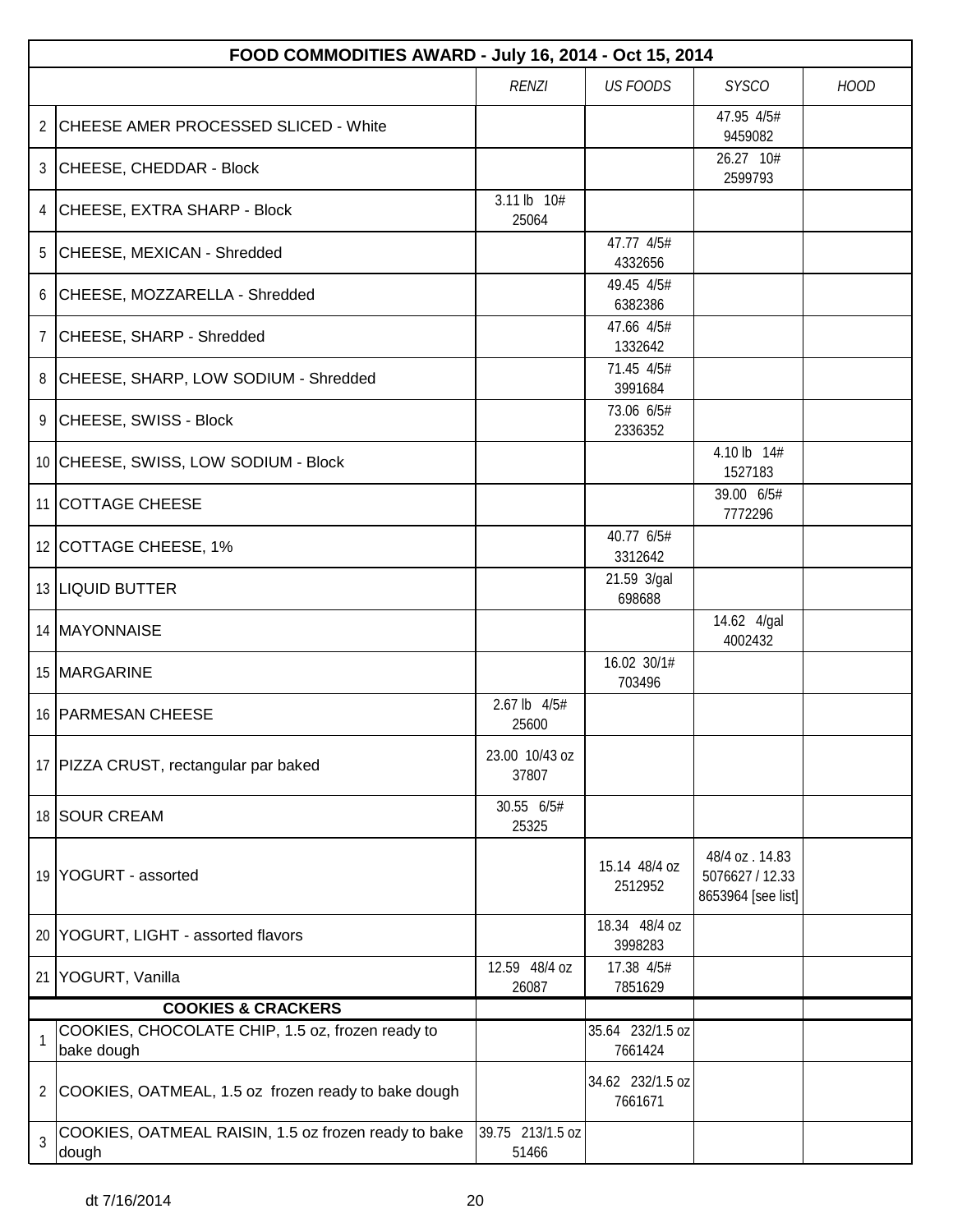| FOOD COMMODITIES AWARD - July 16, 2014 - Oct 15, 2014 | | | | | |
|---|---|---|---|---|---|
| | | *RENZI* | *US FOODS* | *SYSCO* | *HOOD* |
| 2 | CHEESE AMER PROCESSED SLICED - White | | | 47.95 4/5# 9459082 | |
| 3 | CHEESE, CHEDDAR - Block | | | 26.27 10# 2599793 | |
| 4 | CHEESE, EXTRA SHARP - Block | 3.11 lb 10# 25064 | | | |
| 5 | CHEESE, MEXICAN - Shredded | | 47.77 4/5# 4332656 | | |
| 6 | CHEESE, MOZZARELLA - Shredded | | 49.45 4/5# 6382386 | | |
| 7 | CHEESE, SHARP - Shredded | | 47.66 4/5# 1332642 | | |
| 8 | CHEESE, SHARP, LOW SODIUM - Shredded | | 71.45 4/5# 3991684 | | |
| 9 | CHEESE, SWISS - Block | | 73.06 6/5# 2336352 | | |
| 10 | CHEESE, SWISS, LOW SODIUM - Block | | | 4.10 lb 14# 1527183 | |
| 11 | COTTAGE CHEESE | | | 39.00 6/5# 7772296 | |
| 12 | COTTAGE CHEESE, 1% | | 40.77 6/5# 3312642 | | |
| 13 | LIQUID BUTTER | | 21.59 3/gal 698688 | | |
| 14 | MAYONNAISE | | | 14.62 4/gal 4002432 | |
| 15 | MARGARINE | | 16.02 30/1# 703496 | | |
| 16 | PARMESAN CHEESE | 2.67 lb 4/5# 25600 | | | |
| 17 | PIZZA CRUST, rectangular par baked | 23.00 10/43 oz 37807 | | | |
| 18 | SOUR CREAM | 30.55 6/5# 25325 | | | |
| 19 | YOGURT - assorted | | 15.14 48/4 oz 2512952 | 48/4 oz . 14.83 5076627 / 12.33 8653964 [see list] | |
| 20 | YOGURT, LIGHT - assorted flavors | | 18.34 48/4 oz 3998283 | | |
| 21 | YOGURT, Vanilla | 12.59 48/4 oz 26087 | 17.38 4/5# 7851629 | | |
| | **COOKIES & CRACKERS** | | | | |
| 1 | COOKIES, CHOCOLATE CHIP, 1.5 oz, frozen ready to bake dough | | 35.64 232/1.5 oz 7661424 | | |
| 2 | COOKIES, OATMEAL, 1.5 oz frozen ready to bake dough | | 34.62 232/1.5 oz 7661671 | | |
| 3 | COOKIES, OATMEAL RAISIN, 1.5 oz frozen ready to bake dough | 39.75 213/1.5 oz 51466 | | | |

dt 7/16/2014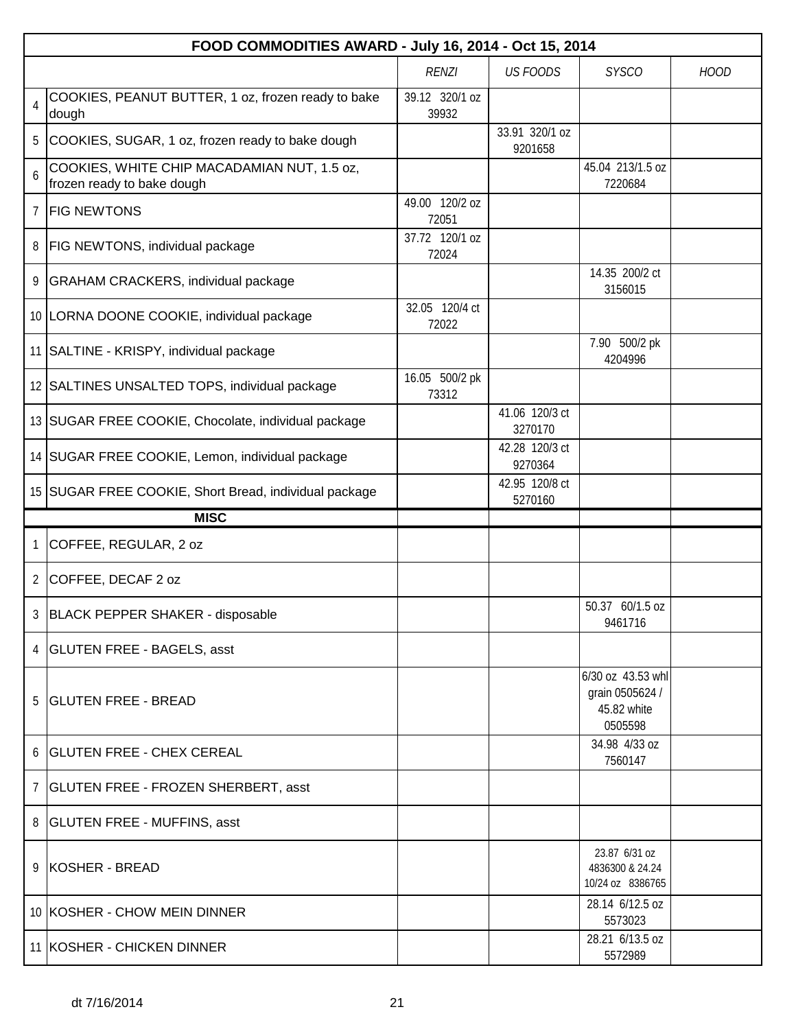| FOOD COMMODITIES AWARD - July 16, 2014 - Oct 15, 2014 | | | | | |
|---|---|---|---|---|---|
| | | *RENZI* | *US FOODS* | *SYSCO* | *HOOD* |
| 4 | COOKIES, PEANUT BUTTER, 1 oz, frozen ready to bake dough | 39.12 320/1 oz 39932 | | | |
| 5 | COOKIES, SUGAR, 1 oz, frozen ready to bake dough | | 33.91 320/1 oz 9201658 | | |
| 6 | COOKIES, WHITE CHIP MACADAMIAN NUT, 1.5 oz, frozen ready to bake dough | | | 45.04 213/1.5 oz 7220684 | |
| 7 | FIG NEWTONS | 49.00 120/2 oz 72051 | | | |
| 8 | FIG NEWTONS, individual package | 37.72 120/1 oz 72024 | | | |
| 9 | GRAHAM CRACKERS, individual package | | | 14.35 200/2 ct 3156015 | |
| 10 | LORNA DOONE COOKIE, individual package | 32.05 120/4 ct 72022 | | | |
| 11 | SALTINE - KRISPY, individual package | | | 7.90 500/2 pk 4204996 | |
| 12 | SALTINES UNSALTED TOPS, individual package | 16.05 500/2 pk 73312 | | | |
| 13 | SUGAR FREE COOKIE, Chocolate, individual package | | 41.06 120/3 ct 3270170 | | |
| 14 | SUGAR FREE COOKIE, Lemon, individual package | | 42.28 120/3 ct 9270364 | | |
| 15 | SUGAR FREE COOKIE, Short Bread, individual package | | 42.95 120/8 ct 5270160 | | |
| | **MISC** | | | | |
| 1 | COFFEE, REGULAR, 2 oz | | | | |
| 2 | COFFEE, DECAF 2 oz | | | | |
| 3 | BLACK PEPPER SHAKER - disposable | | | 50.37 60/1.5 oz 9461716 | |
| 4 | GLUTEN FREE - BAGELS, asst | | | | |
| 5 | GLUTEN FREE - BREAD | | | 6/30 oz 43.53 whl grain 0505624 / 45.82 white 0505598 | |
| 6 | GLUTEN FREE - CHEX CEREAL | | | 34.98 4/33 oz 7560147 | |
| 7 | GLUTEN FREE - FROZEN SHERBERT, asst | | | | |
| 8 | GLUTEN FREE - MUFFINS, asst | | | | |
| 9 | KOSHER - BREAD | | | 23.87 6/31 oz 4836300 & 24.24 10/24 oz 8386765 | |
| 10 | KOSHER - CHOW MEIN DINNER | | | 28.14 6/12.5 oz 5573023 | |
| 11 | KOSHER - CHICKEN DINNER | | | 28.21 6/13.5 oz 5572989 | |

dt 7/16/2014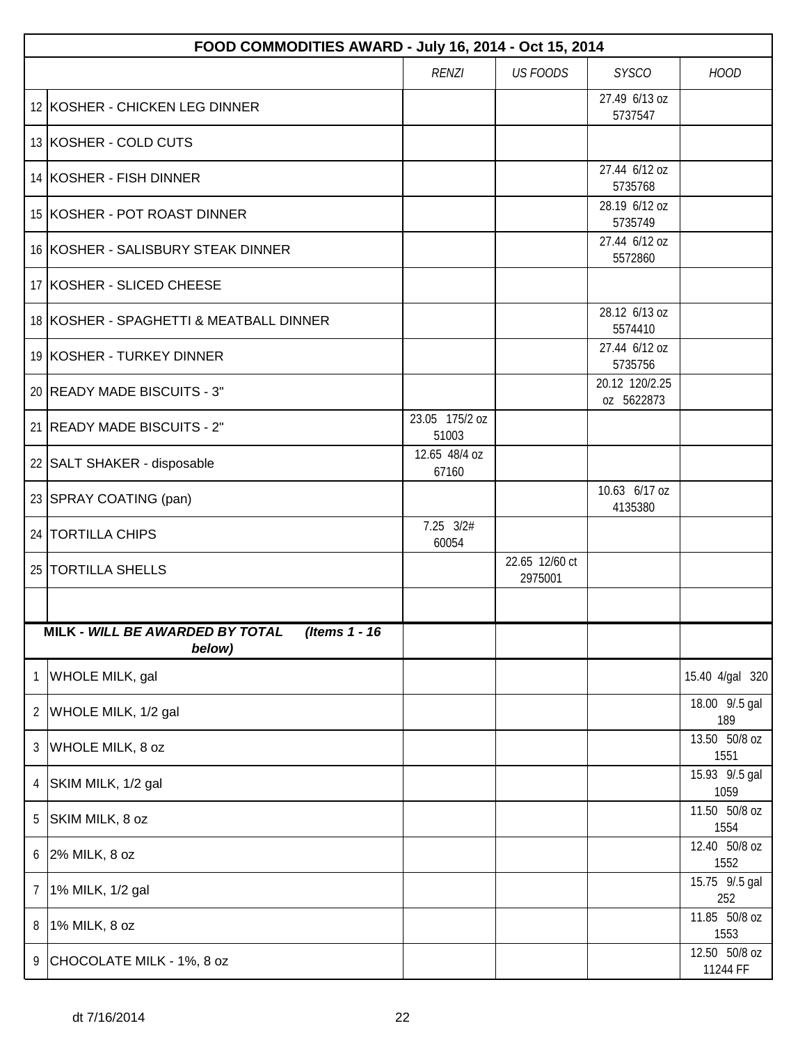| | FOOD COMMODITIES AWARD - July 16, 2014 - Oct 15, 2014 | | | | |
|---|---|---|---|---|---|
| | | *RENZI* | *US FOODS* | *SYSCO* | *HOOD* |
| 12 | KOSHER - CHICKEN LEG DINNER | | | 27.49 6/13 oz 5737547 | |
| 13 | KOSHER - COLD CUTS | | | | |
| 14 | KOSHER - FISH DINNER | | | 27.44 6/12 oz 5735768 | |
| 15 | KOSHER - POT ROAST DINNER | | | 28.19 6/12 oz 5735749 | |
| 16 | KOSHER - SALISBURY STEAK DINNER | | | 27.44 6/12 oz 5572860 | |
| 17 | KOSHER - SLICED CHEESE | | | | |
| 18 | KOSHER - SPAGHETTI & MEATBALL DINNER | | | 28.12 6/13 oz 5574410 | |
| 19 | KOSHER - TURKEY DINNER | | | 27.44 6/12 oz 5735756 | |
| 20 | READY MADE BISCUITS - 3" | | | 20.12 120/2.25 oz 5622873 | |
| 21 | READY MADE BISCUITS - 2" | 23.05 175/2 oz 51003 | | | |
| 22 | SALT SHAKER - disposable | 12.65 48/4 oz 67160 | | | |
| 23 | SPRAY COATING (pan) | | | 10.63 6/17 oz 4135380 | |
| 24 | TORTILLA CHIPS | 7.25 3/2# 60054 | | | |
| 25 | TORTILLA SHELLS | | 22.65 12/60 ct 2975001 | | |
| | | | | | |
| | **MILK - *WILL BE AWARDED BY TOTAL* (*Items 1 - 16 below*)** | | | | |
| 1 | WHOLE MILK, gal | | | | 15.40 4/gal 320 |
| 2 | WHOLE MILK, 1/2 gal | | | | 18.00 9/.5 gal 189 |
| 3 | WHOLE MILK, 8 oz | | | | 13.50 50/8 oz 1551 |
| 4 | SKIM MILK, 1/2 gal | | | | 15.93 9/.5 gal 1059 |
| 5 | SKIM MILK, 8 oz | | | | 11.50 50/8 oz 1554 |
| 6 | 2% MILK, 8 oz | | | | 12.40 50/8 oz 1552 |
| 7 | 1% MILK, 1/2 gal | | | | 15.75 9/.5 gal 252 |
| 8 | 1% MILK, 8 oz | | | | 11.85 50/8 oz 1553 |
| 9 | CHOCOLATE MILK - 1%, 8 oz | | | | 12.50 50/8 oz 11244 FF |

dt 7/16/2014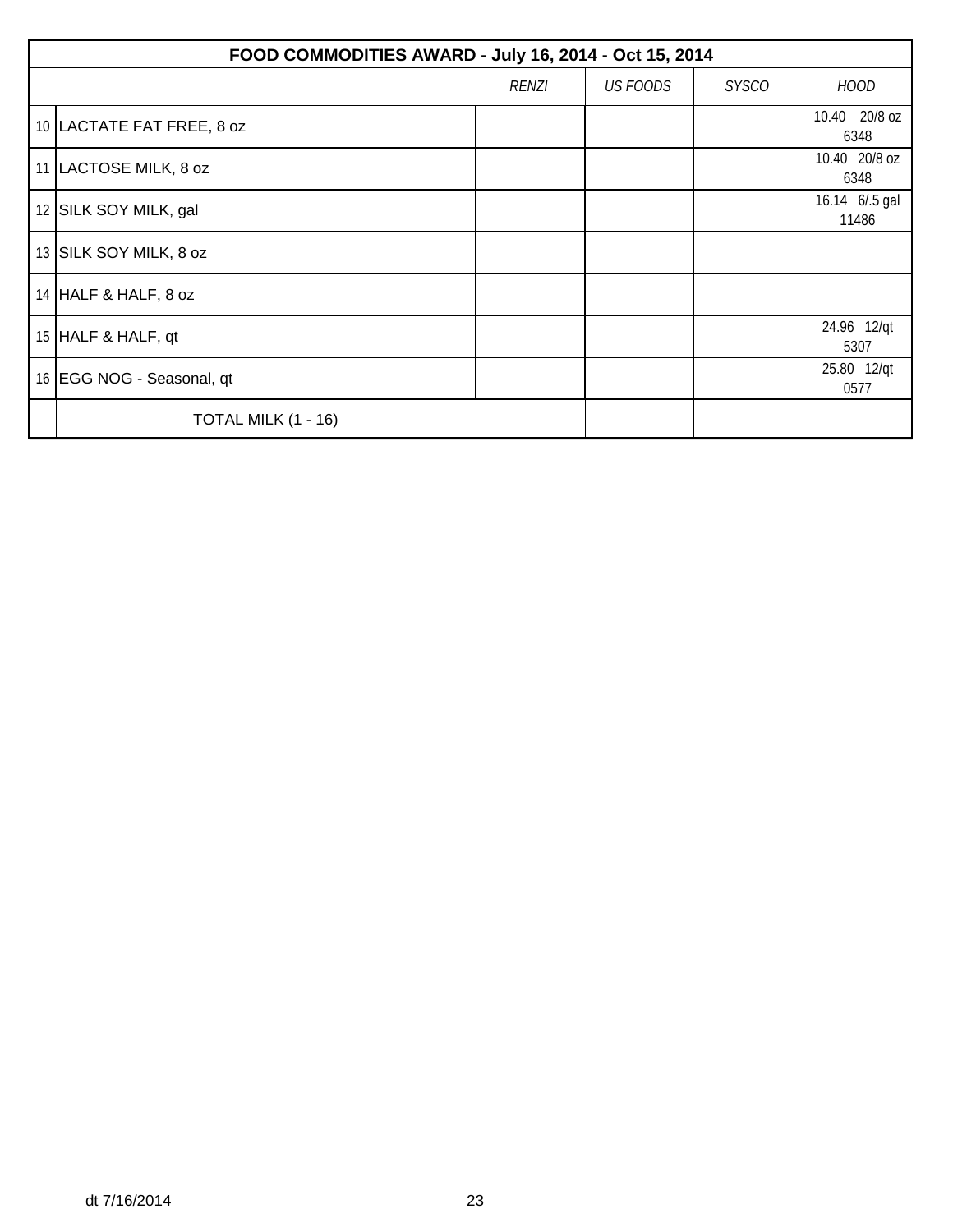| FOOD COMMODITIES AWARD - July 16, 2014 - Oct 15, 2014 | | | | | |
|---|---|---|---|---|---|
| | | *RENZI* | *US FOODS* | *SYSCO* | *HOOD* |
| 10 | LACTATE FAT FREE, 8 oz | | | | 10.40 20/8 oz 6348 |
| 11 | LACTOSE MILK, 8 oz | | | | 10.40 20/8 oz 6348 |
| 12 | SILK SOY MILK, gal | | | | 16.14 6/.5 gal 11486 |
| 13 | SILK SOY MILK, 8 oz | | | | |
| 14 | HALF & HALF, 8 oz | | | | |
| 15 | HALF & HALF, qt | | | | 24.96 12/qt 5307 |
| 16 | EGG NOG - Seasonal, qt | | | | 25.80 12/qt 0577 |
| | TOTAL MILK (1 - 16) | | | | |

dt 7/16/2014